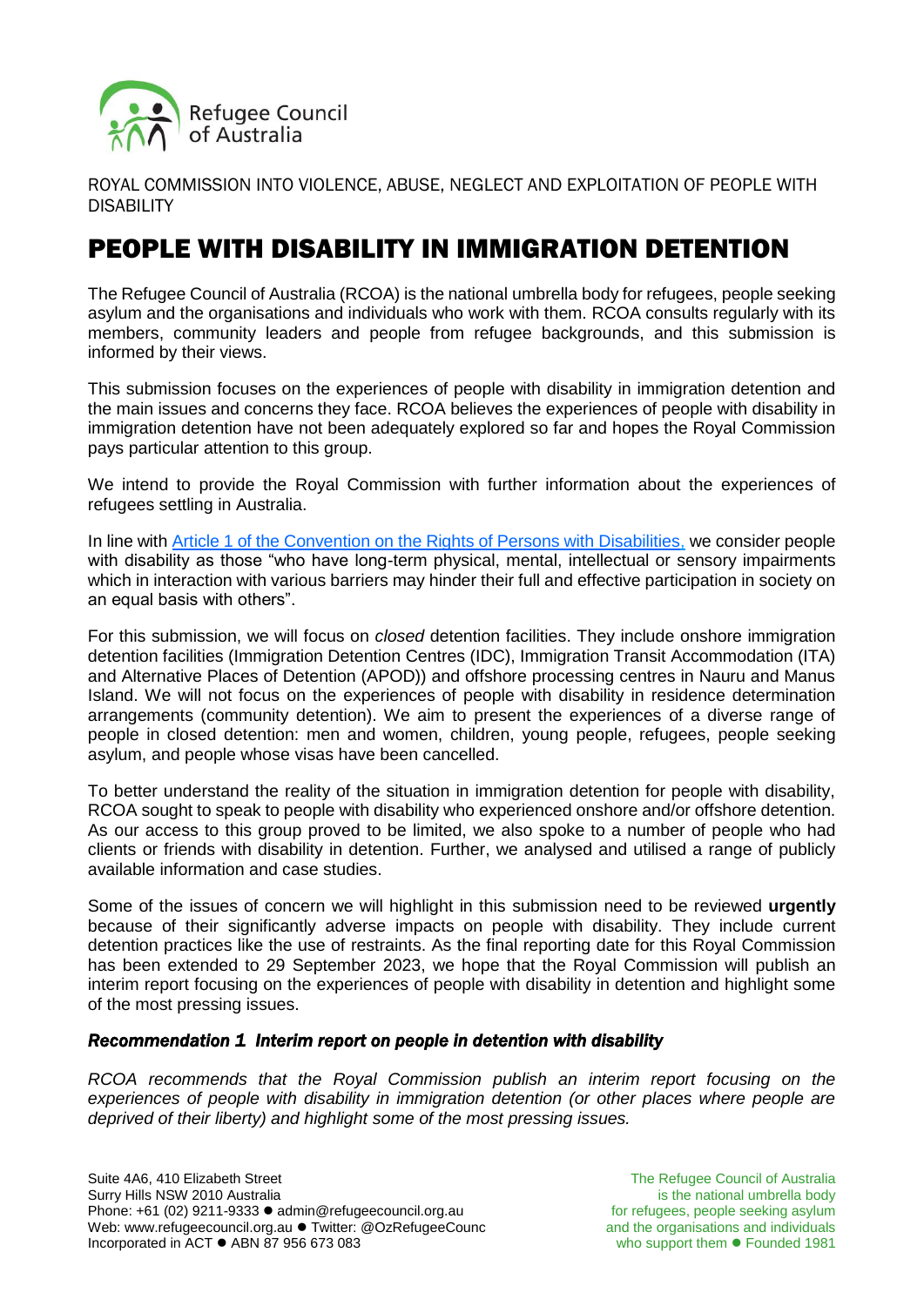Refugee Council of Australia

ROYAL COMMISSION INTO VIOLENCE, ABUSE, NEGLECT AND EXPLOITATION OF PEOPLE WITH DISABILITY

# PEOPLE WITH DISABILITY IN IMMIGRATION DETENTION

The Refugee Council of Australia (RCOA) is the national umbrella body for refugees, people seeking asylum and the organisations and individuals who work with them. RCOA consults regularly with its members, community leaders and people from refugee backgrounds, and this submission is informed by their views.

This submission focuses on the experiences of people with disability in immigration detention and the main issues and concerns they face. RCOA believes the experiences of people with disability in immigration detention have not been adequately explored so far and hopes the Royal Commission pays particular attention to this group.

We intend to provide the Royal Commission with further information about the experiences of refugees settling in Australia.

In line with [Article 1 of the Convention on the Rights of Persons with Disabilities,]() we consider people with disability as those "who have long-term physical, mental, intellectual or sensory impairments which in interaction with various barriers may hinder their full and effective participation in society on an equal basis with others".

For this submission, we will focus on *closed* detention facilities. They include onshore immigration detention facilities (Immigration Detention Centres (IDC), Immigration Transit Accommodation (ITA) and Alternative Places of Detention (APOD)) and offshore processing centres in Nauru and Manus Island. We will not focus on the experiences of people with disability in residence determination arrangements (community detention). We aim to present the experiences of a diverse range of people in closed detention: men and women, children, young people, refugees, people seeking asylum, and people whose visas have been cancelled.

To better understand the reality of the situation in immigration detention for people with disability, RCOA sought to speak to people with disability who experienced onshore and/or offshore detention. As our access to this group proved to be limited, we also spoke to a number of people who had clients or friends with disability in detention. Further, we analysed and utilised a range of publicly available information and case studies.

Some of the issues of concern we will highlight in this submission need to be reviewed **urgently** because of their significantly adverse impacts on people with disability. They include current detention practices like the use of restraints. As the final reporting date for this Royal Commission has been extended to 29 September 2023, we hope that the Royal Commission will publish an interim report focusing on the experiences of people with disability in detention and highlight some of the most pressing issues.

### *Recommendation 1 Interim report on people in detention with disability*

*RCOA recommends that the Royal Commission publish an interim report focusing on the experiences of people with disability in immigration detention (or other places where people are deprived of their liberty) and highlight some of the most pressing issues.*

Suite 4A6, 410 Elizabeth Street
Surry Hills NSW 2010 Australia
Phone: +61 (02) 9211-9333 ● admin@refugeecouncil.org.au
Web: www.refugeecouncil.org.au ● Twitter: @OzRefugeeCounc
Incorporated in ACT ● ABN 87 956 673 083

The Refugee Council of Australia is the national umbrella body for refugees, people seeking asylum and the organisations and individuals who support them ● Founded 1981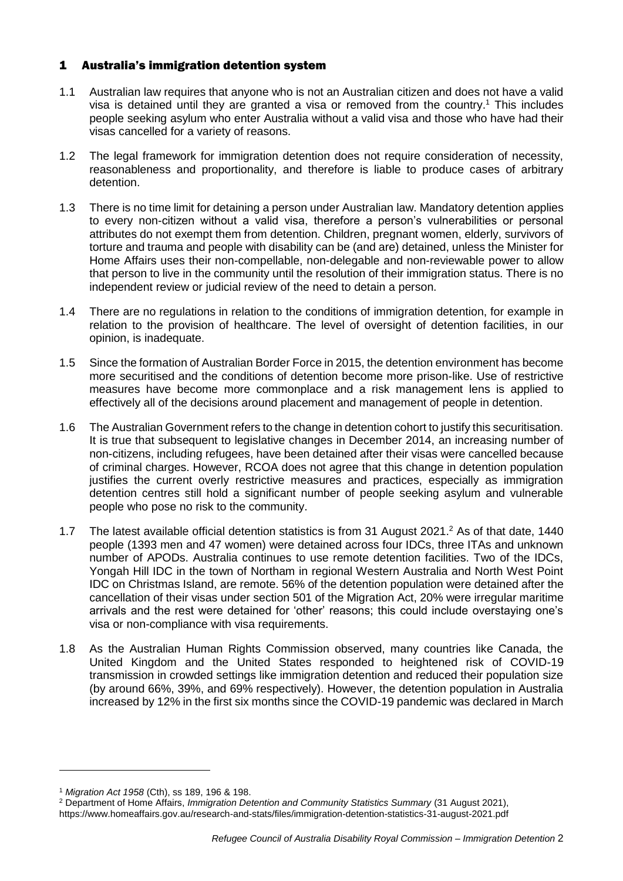# 1 Australia's immigration detention system

1.1 Australian law requires that anyone who is not an Australian citizen and does not have a valid visa is detained until they are granted a visa or removed from the country.[1] This includes people seeking asylum who enter Australia without a valid visa and those who have had their visas cancelled for a variety of reasons.

1.2 The legal framework for immigration detention does not require consideration of necessity, reasonableness and proportionality, and therefore is liable to produce cases of arbitrary detention.

1.3 There is no time limit for detaining a person under Australian law. Mandatory detention applies to every non-citizen without a valid visa, therefore a person's vulnerabilities or personal attributes do not exempt them from detention. Children, pregnant women, elderly, survivors of torture and trauma and people with disability can be (and are) detained, unless the Minister for Home Affairs uses their non-compellable, non-delegable and non-reviewable power to allow that person to live in the community until the resolution of their immigration status. There is no independent review or judicial review of the need to detain a person.

1.4 There are no regulations in relation to the conditions of immigration detention, for example in relation to the provision of healthcare. The level of oversight of detention facilities, in our opinion, is inadequate.

1.5 Since the formation of Australian Border Force in 2015, the detention environment has become more securitised and the conditions of detention become more prison-like. Use of restrictive measures have become more commonplace and a risk management lens is applied to effectively all of the decisions around placement and management of people in detention.

1.6 The Australian Government refers to the change in detention cohort to justify this securitisation. It is true that subsequent to legislative changes in December 2014, an increasing number of non-citizens, including refugees, have been detained after their visas were cancelled because of criminal charges. However, RCOA does not agree that this change in detention population justifies the current overly restrictive measures and practices, especially as immigration detention centres still hold a significant number of people seeking asylum and vulnerable people who pose no risk to the community.

1.7 The latest available official detention statistics is from 31 August 2021.[2] As of that date, 1440 people (1393 men and 47 women) were detained across four IDCs, three ITAs and unknown number of APODs. Australia continues to use remote detention facilities. Two of the IDCs, Yongah Hill IDC in the town of Northam in regional Western Australia and North West Point IDC on Christmas Island, are remote. 56% of the detention population were detained after the cancellation of their visas under section 501 of the Migration Act, 20% were irregular maritime arrivals and the rest were detained for 'other' reasons; this could include overstaying one's visa or non-compliance with visa requirements.

1.8 As the Australian Human Rights Commission observed, many countries like Canada, the United Kingdom and the United States responded to heightened risk of COVID-19 transmission in crowded settings like immigration detention and reduced their population size (by around 66%, 39%, and 69% respectively). However, the detention population in Australia increased by 12% in the first six months since the COVID-19 pandemic was declared in March

---

[1] *Migration Act 1958* (Cth), ss 189, 196 & 198.

[2] Department of Home Affairs, *Immigration Detention and Community Statistics Summary* (31 August 2021), https://www.homeaffairs.gov.au/research-and-stats/files/immigration-detention-statistics-31-august-2021.pdf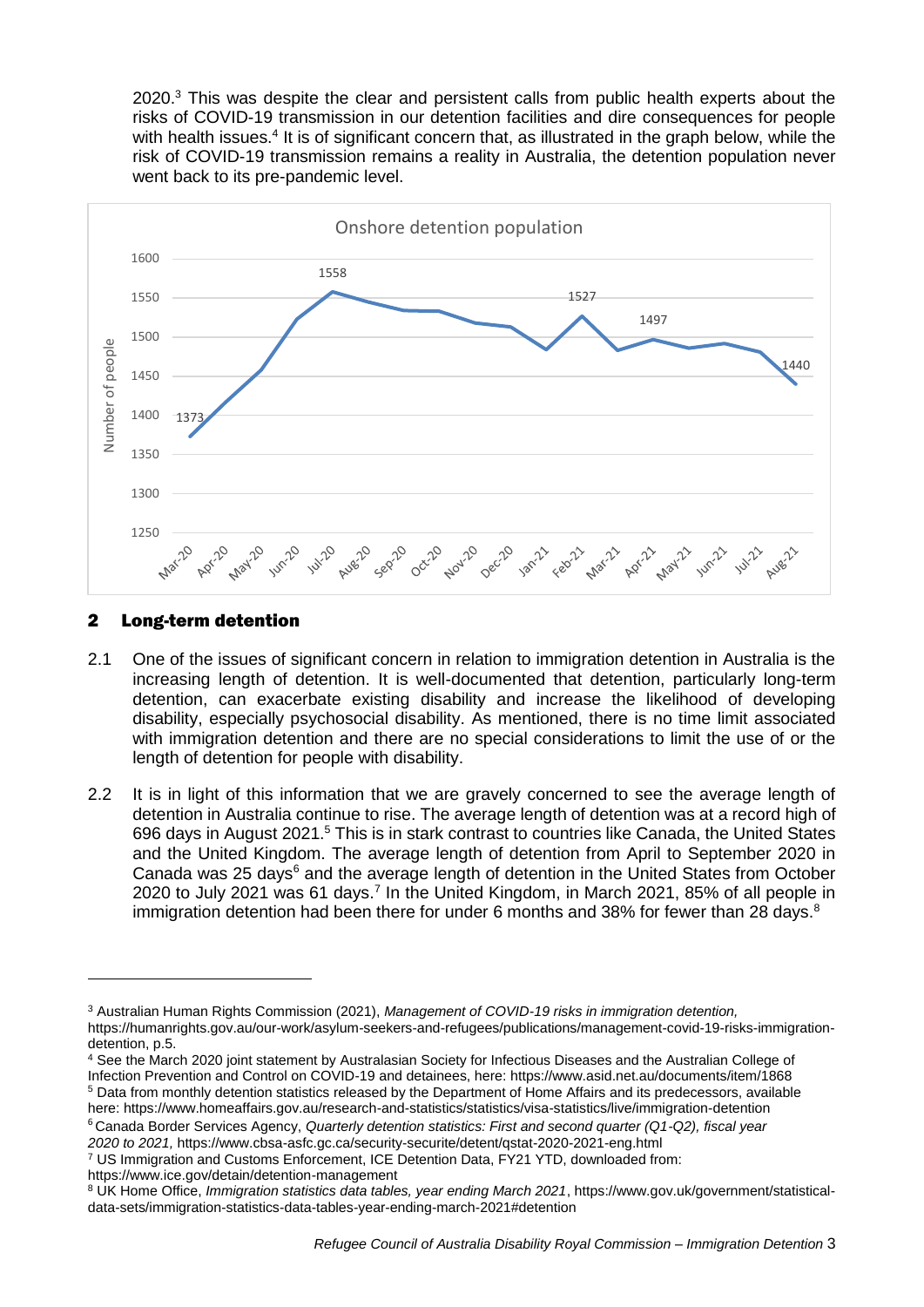2020.[3] This was despite the clear and persistent calls from public health experts about the risks of COVID-19 transmission in our detention facilities and dire consequences for people with health issues.[4] It is of significant concern that, as illustrated in the graph below, while the risk of COVID-19 transmission remains a reality in Australia, the detention population never went back to its pre-pandemic level.

Onshore detention population

| Month | Number of people |
|---|---|
| Mar-20 | 1373 |
| Jul-20 | 1558 |
| Feb-21 | 1527 |
| Apr-21 | 1497 |
| Aug-21 | 1440 |

## 2 Long-term detention

2.1 One of the issues of significant concern in relation to immigration detention in Australia is the increasing length of detention. It is well-documented that detention, particularly long-term detention, can exacerbate existing disability and increase the likelihood of developing disability, especially psychosocial disability. As mentioned, there is no time limit associated with immigration detention and there are no special considerations to limit the use of or the length of detention for people with disability.

2.2 It is in light of this information that we are gravely concerned to see the average length of detention in Australia continue to rise. The average length of detention was at a record high of 696 days in August 2021.[5] This is in stark contrast to countries like Canada, the United States and the United Kingdom. The average length of detention from April to September 2020 in Canada was 25 days[6] and the average length of detention in the United States from October 2020 to July 2021 was 61 days.[7] In the United Kingdom, in March 2021, 85% of all people in immigration detention had been there for under 6 months and 38% for fewer than 28 days.[8]

---

[3] Australian Human Rights Commission (2021), *Management of COVID-19 risks in immigration detention,* https://humanrights.gov.au/our-work/asylum-seekers-and-refugees/publications/management-covid-19-risks-immigration-detention, p.5.

[4] See the March 2020 joint statement by Australasian Society for Infectious Diseases and the Australian College of Infection Prevention and Control on COVID-19 and detainees, here: https://www.asid.net.au/documents/item/1868

[5] Data from monthly detention statistics released by the Department of Home Affairs and its predecessors, available here: https://www.homeaffairs.gov.au/research-and-statistics/statistics/visa-statistics/live/immigration-detention

[6] Canada Border Services Agency, *Quarterly detention statistics: First and second quarter (Q1-Q2), fiscal year 2020 to 2021,* https://www.cbsa-asfc.gc.ca/security-securite/detent/qstat-2020-2021-eng.html

[7] US Immigration and Customs Enforcement, ICE Detention Data, FY21 YTD, downloaded from: https://www.ice.gov/detain/detention-management

[8] UK Home Office, *Immigration statistics data tables, year ending March 2021*, https://www.gov.uk/government/statistical-data-sets/immigration-statistics-data-tables-year-ending-march-2021#detention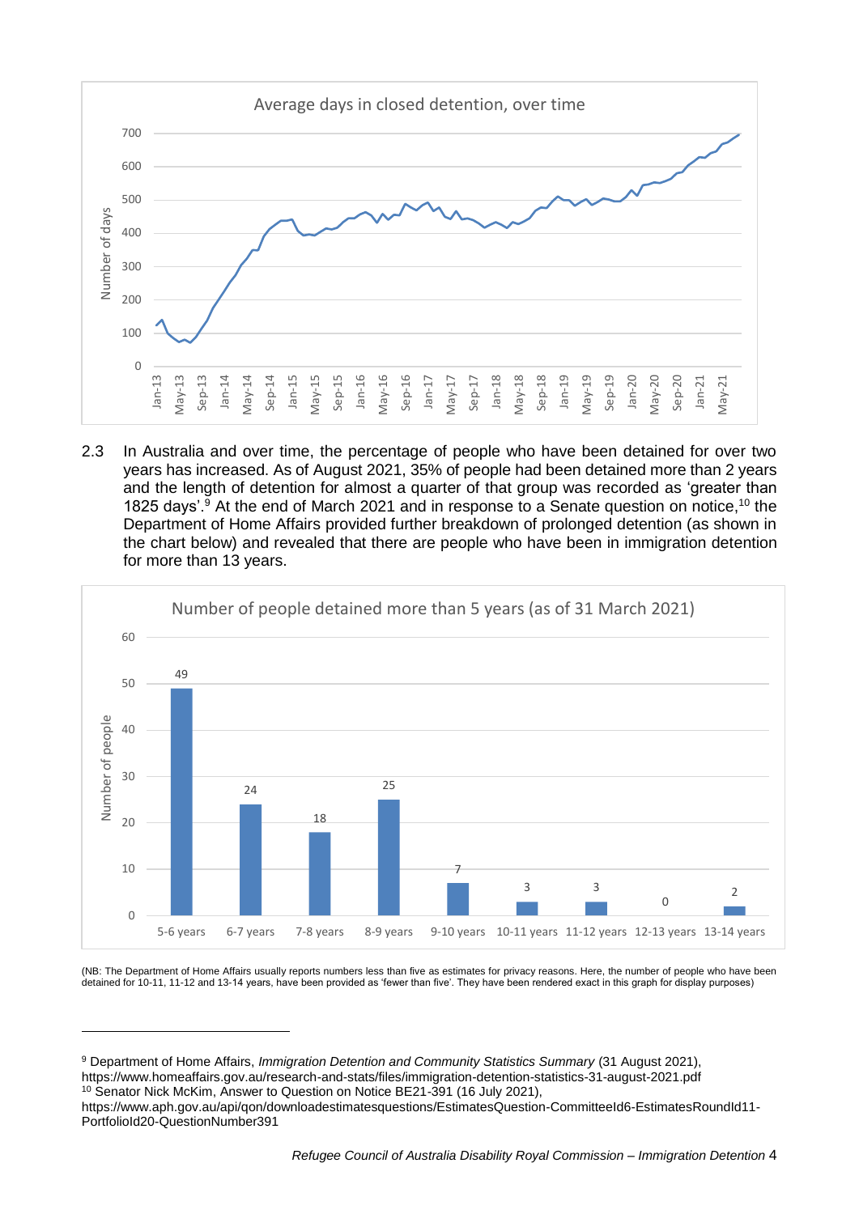Average days in closed detention, over time

2.3 In Australia and over time, the percentage of people who have been detained for over two years has increased. As of August 2021, 35% of people had been detained more than 2 years and the length of detention for almost a quarter of that group was recorded as 'greater than 1825 days'.[9] At the end of March 2021 and in response to a Senate question on notice,[10] the Department of Home Affairs provided further breakdown of prolonged detention (as shown in the chart below) and revealed that there are people who have been in immigration detention for more than 13 years.

Number of people detained more than 5 years (as of 31 March 2021)

| Years detained | Number of people |
|---|---|
| 5-6 years | 49 |
| 6-7 years | 24 |
| 7-8 years | 18 |
| 8-9 years | 25 |
| 9-10 years | 7 |
| 10-11 years | 3 |
| 11-12 years | 3 |
| 12-13 years | 0 |
| 13-14 years | 2 |

(NB: The Department of Home Affairs usually reports numbers less than five as estimates for privacy reasons. Here, the number of people who have been detained for 10-11, 11-12 and 13-14 years, have been provided as 'fewer than five'. They have been rendered exact in this graph for display purposes)

---

[9] Department of Home Affairs, *Immigration Detention and Community Statistics Summary* (31 August 2021), https://www.homeaffairs.gov.au/research-and-stats/files/immigration-detention-statistics-31-august-2021.pdf

[10] Senator Nick McKim, Answer to Question on Notice BE21-391 (16 July 2021), https://www.aph.gov.au/api/qon/downloadestimatesquestions/EstimatesQuestion-CommitteeId6-EstimatesRoundId11-PortfolioId20-QuestionNumber391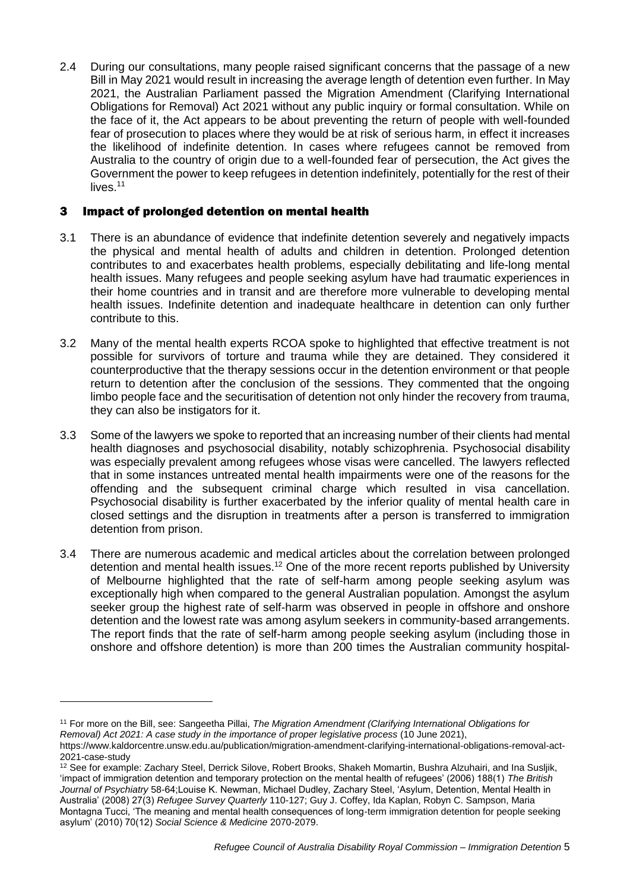2.4 During our consultations, many people raised significant concerns that the passage of a new Bill in May 2021 would result in increasing the average length of detention even further. In May 2021, the Australian Parliament passed the Migration Amendment (Clarifying International Obligations for Removal) Act 2021 without any public inquiry or formal consultation. While on the face of it, the Act appears to be about preventing the return of people with well-founded fear of prosecution to places where they would be at risk of serious harm, in effect it increases the likelihood of indefinite detention. In cases where refugees cannot be removed from Australia to the country of origin due to a well-founded fear of persecution, the Act gives the Government the power to keep refugees in detention indefinitely, potentially for the rest of their lives.[11]

## 3 Impact of prolonged detention on mental health

3.1 There is an abundance of evidence that indefinite detention severely and negatively impacts the physical and mental health of adults and children in detention. Prolonged detention contributes to and exacerbates health problems, especially debilitating and life-long mental health issues. Many refugees and people seeking asylum have had traumatic experiences in their home countries and in transit and are therefore more vulnerable to developing mental health issues. Indefinite detention and inadequate healthcare in detention can only further contribute to this.

3.2 Many of the mental health experts RCOA spoke to highlighted that effective treatment is not possible for survivors of torture and trauma while they are detained. They considered it counterproductive that the therapy sessions occur in the detention environment or that people return to detention after the conclusion of the sessions. They commented that the ongoing limbo people face and the securitisation of detention not only hinder the recovery from trauma, they can also be instigators for it.

3.3 Some of the lawyers we spoke to reported that an increasing number of their clients had mental health diagnoses and psychosocial disability, notably schizophrenia. Psychosocial disability was especially prevalent among refugees whose visas were cancelled. The lawyers reflected that in some instances untreated mental health impairments were one of the reasons for the offending and the subsequent criminal charge which resulted in visa cancellation. Psychosocial disability is further exacerbated by the inferior quality of mental health care in closed settings and the disruption in treatments after a person is transferred to immigration detention from prison.

3.4 There are numerous academic and medical articles about the correlation between prolonged detention and mental health issues.[12] One of the more recent reports published by University of Melbourne highlighted that the rate of self-harm among people seeking asylum was exceptionally high when compared to the general Australian population. Amongst the asylum seeker group the highest rate of self-harm was observed in people in offshore and onshore detention and the lowest rate was among asylum seekers in community-based arrangements. The report finds that the rate of self-harm among people seeking asylum (including those in onshore and offshore detention) is more than 200 times the Australian community hospital-

---

[11] For more on the Bill, see: Sangeetha Pillai, *The Migration Amendment (Clarifying International Obligations for Removal) Act 2021: A case study in the importance of proper legislative process* (10 June 2021), https://www.kaldorcentre.unsw.edu.au/publication/migration-amendment-clarifying-international-obligations-removal-act-2021-case-study

[12] See for example: Zachary Steel, Derrick Silove, Robert Brooks, Shakeh Momartin, Bushra Alzuhairi, and Ina Susljik, 'impact of immigration detention and temporary protection on the mental health of refugees' (2006) 188(1) *The British Journal of Psychiatry* 58-64;Louise K. Newman, Michael Dudley, Zachary Steel, 'Asylum, Detention, Mental Health in Australia' (2008) 27(3) *Refugee Survey Quarterly* 110-127; Guy J. Coffey, Ida Kaplan, Robyn C. Sampson, Maria Montagna Tucci, 'The meaning and mental health consequences of long-term immigration detention for people seeking asylum' (2010) 70(12) *Social Science & Medicine* 2070-2079.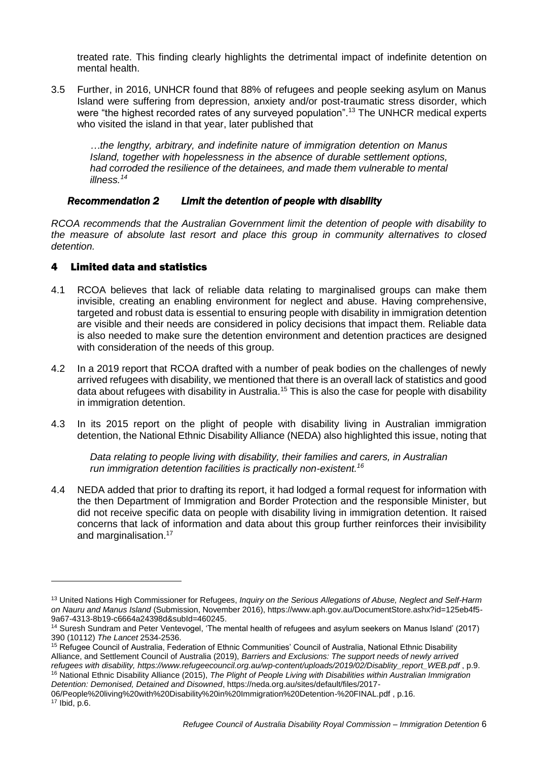treated rate. This finding clearly highlights the detrimental impact of indefinite detention on mental health.

3.5 Further, in 2016, UNHCR found that 88% of refugees and people seeking asylum on Manus Island were suffering from depression, anxiety and/or post-traumatic stress disorder, which were "the highest recorded rates of any surveyed population".[13] The UNHCR medical experts who visited the island in that year, later published that

> *…the lengthy, arbitrary, and indefinite nature of immigration detention on Manus Island, together with hopelessness in the absence of durable settlement options, had corroded the resilience of the detainees, and made them vulnerable to mental illness.[14]*

### *Recommendation 2 Limit the detention of people with disability*

*RCOA recommends that the Australian Government limit the detention of people with disability to the measure of absolute last resort and place this group in community alternatives to closed detention.*

## 4 Limited data and statistics

4.1 RCOA believes that lack of reliable data relating to marginalised groups can make them invisible, creating an enabling environment for neglect and abuse. Having comprehensive, targeted and robust data is essential to ensuring people with disability in immigration detention are visible and their needs are considered in policy decisions that impact them. Reliable data is also needed to make sure the detention environment and detention practices are designed with consideration of the needs of this group.

4.2 In a 2019 report that RCOA drafted with a number of peak bodies on the challenges of newly arrived refugees with disability, we mentioned that there is an overall lack of statistics and good data about refugees with disability in Australia.[15] This is also the case for people with disability in immigration detention.

4.3 In its 2015 report on the plight of people with disability living in Australian immigration detention, the National Ethnic Disability Alliance (NEDA) also highlighted this issue, noting that

> *Data relating to people living with disability, their families and carers, in Australian run immigration detention facilities is practically non-existent.[16]*

4.4 NEDA added that prior to drafting its report, it had lodged a formal request for information with the then Department of Immigration and Border Protection and the responsible Minister, but did not receive specific data on people with disability living in immigration detention. It raised concerns that lack of information and data about this group further reinforces their invisibility and marginalisation.[17]

---

[13] United Nations High Commissioner for Refugees, *Inquiry on the Serious Allegations of Abuse, Neglect and Self-Harm on Nauru and Manus Island* (Submission, November 2016), https://www.aph.gov.au/DocumentStore.ashx?id=125eb4f5-9a67-4313-8b19-c6664a24398d&subId=460245.

[14] Suresh Sundram and Peter Ventevogel, 'The mental health of refugees and asylum seekers on Manus Island' (2017) 390 (10112) *The Lancet* 2534-2536.

[15] Refugee Council of Australia, Federation of Ethnic Communities' Council of Australia, National Ethnic Disability Alliance, and Settlement Council of Australia (2019), *Barriers and Exclusions: The support needs of newly arrived refugees with disability, https://www.refugeecouncil.org.au/wp-content/uploads/2019/02/Disablity_report_WEB.pdf* , p.9.

[16] National Ethnic Disability Alliance (2015), *The Plight of People Living with Disabilities within Australian Immigration Detention: Demonised, Detained and Disowned*, https://neda.org.au/sites/default/files/2017-06/People%20living%20with%20Disability%20in%20Immigration%20Detention-%20FINAL.pdf , p.16.

[17] Ibid, p.6.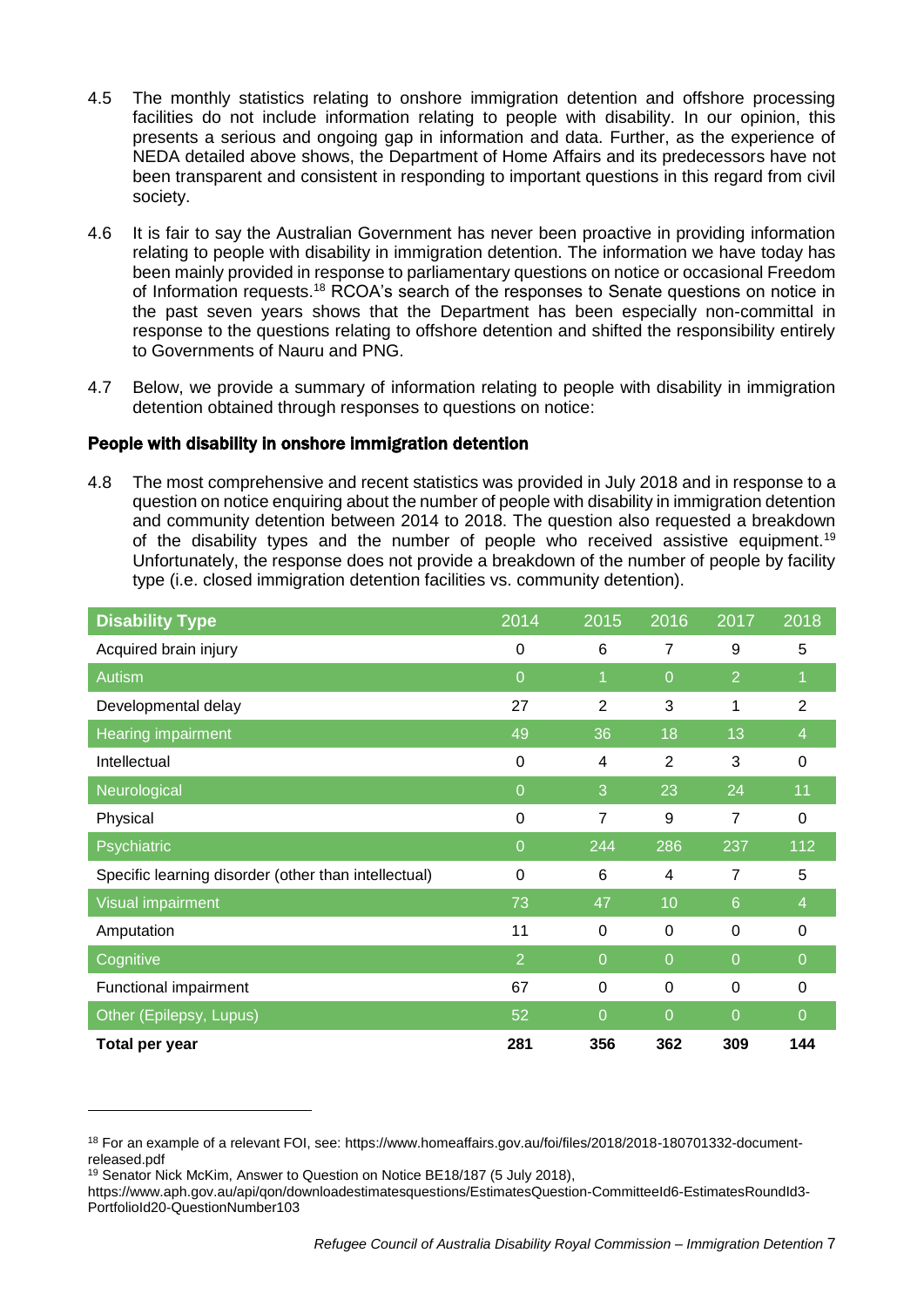4.5 The monthly statistics relating to onshore immigration detention and offshore processing facilities do not include information relating to people with disability. In our opinion, this presents a serious and ongoing gap in information and data. Further, as the experience of NEDA detailed above shows, the Department of Home Affairs and its predecessors have not been transparent and consistent in responding to important questions in this regard from civil society.

4.6 It is fair to say the Australian Government has never been proactive in providing information relating to people with disability in immigration detention. The information we have today has been mainly provided in response to parliamentary questions on notice or occasional Freedom of Information requests.[18] RCOA's search of the responses to Senate questions on notice in the past seven years shows that the Department has been especially non-committal in response to the questions relating to offshore detention and shifted the responsibility entirely to Governments of Nauru and PNG.

4.7 Below, we provide a summary of information relating to people with disability in immigration detention obtained through responses to questions on notice:

**People with disability in onshore immigration detention**

4.8 The most comprehensive and recent statistics was provided in July 2018 and in response to a question on notice enquiring about the number of people with disability in immigration detention and community detention between 2014 to 2018. The question also requested a breakdown of the disability types and the number of people who received assistive equipment.[19] Unfortunately, the response does not provide a breakdown of the number of people by facility type (i.e. closed immigration detention facilities vs. community detention).

| Disability Type | 2014 | 2015 | 2016 | 2017 | 2018 |
|---|---|---|---|---|---|
| Acquired brain injury | 0 | 6 | 7 | 9 | 5 |
| Autism | 0 | 1 | 0 | 2 | 1 |
| Developmental delay | 27 | 2 | 3 | 1 | 2 |
| Hearing impairment | 49 | 36 | 18 | 13 | 4 |
| Intellectual | 0 | 4 | 2 | 3 | 0 |
| Neurological | 0 | 3 | 23 | 24 | 11 |
| Physical | 0 | 7 | 9 | 7 | 0 |
| Psychiatric | 0 | 244 | 286 | 237 | 112 |
| Specific learning disorder (other than intellectual) | 0 | 6 | 4 | 7 | 5 |
| Visual impairment | 73 | 47 | 10 | 6 | 4 |
| Amputation | 11 | 0 | 0 | 0 | 0 |
| Cognitive | 2 | 0 | 0 | 0 | 0 |
| Functional impairment | 67 | 0 | 0 | 0 | 0 |
| Other (Epilepsy, Lupus) | 52 | 0 | 0 | 0 | 0 |
| **Total per year** | **281** | **356** | **362** | **309** | **144** |

[18] For an example of a relevant FOI, see: https://www.homeaffairs.gov.au/foi/files/2018/2018-180701332-document-released.pdf

[19] Senator Nick McKim, Answer to Question on Notice BE18/187 (5 July 2018), https://www.aph.gov.au/api/qon/downloadestimatesquestions/EstimatesQuestion-CommitteeId6-EstimatesRoundId3-PortfolioId20-QuestionNumber103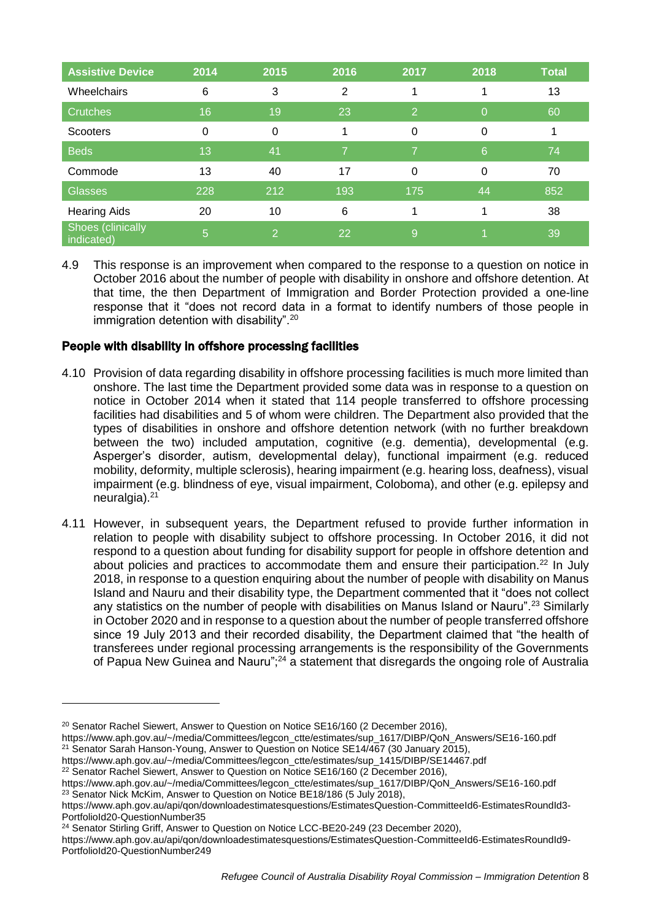| Assistive Device | 2014 | 2015 | 2016 | 2017 | 2018 | Total |
|---|---|---|---|---|---|---|
| Wheelchairs | 6 | 3 | 2 | 1 | 1 | 13 |
| Crutches | 16 | 19 | 23 | 2 | 0 | 60 |
| Scooters | 0 | 0 | 1 | 0 | 0 | 1 |
| Beds | 13 | 41 | 7 | 7 | 6 | 74 |
| Commode | 13 | 40 | 17 | 0 | 0 | 70 |
| Glasses | 228 | 212 | 193 | 175 | 44 | 852 |
| Hearing Aids | 20 | 10 | 6 | 1 | 1 | 38 |
| Shoes (clinically indicated) | 5 | 2 | 22 | 9 | 1 | 39 |

4.9 This response is an improvement when compared to the response to a question on notice in October 2016 about the number of people with disability in onshore and offshore detention. At that time, the then Department of Immigration and Border Protection provided a one-line response that it "does not record data in a format to identify numbers of those people in immigration detention with disability".[20]

### People with disability in offshore processing facilities

4.10 Provision of data regarding disability in offshore processing facilities is much more limited than onshore. The last time the Department provided some data was in response to a question on notice in October 2014 when it stated that 114 people transferred to offshore processing facilities had disabilities and 5 of whom were children. The Department also provided that the types of disabilities in onshore and offshore detention network (with no further breakdown between the two) included amputation, cognitive (e.g. dementia), developmental (e.g. Asperger's disorder, autism, developmental delay), functional impairment (e.g. reduced mobility, deformity, multiple sclerosis), hearing impairment (e.g. hearing loss, deafness), visual impairment (e.g. blindness of eye, visual impairment, Coloboma), and other (e.g. epilepsy and neuralgia).[21]

4.11 However, in subsequent years, the Department refused to provide further information in relation to people with disability subject to offshore processing. In October 2016, it did not respond to a question about funding for disability support for people in offshore detention and about policies and practices to accommodate them and ensure their participation.[22] In July 2018, in response to a question enquiring about the number of people with disability on Manus Island and Nauru and their disability type, the Department commented that it "does not collect any statistics on the number of people with disabilities on Manus Island or Nauru".[23] Similarly in October 2020 and in response to a question about the number of people transferred offshore since 19 July 2013 and their recorded disability, the Department claimed that "the health of transferees under regional processing arrangements is the responsibility of the Governments of Papua New Guinea and Nauru";[24] a statement that disregards the ongoing role of Australia

---

[20] Senator Rachel Siewert, Answer to Question on Notice SE16/160 (2 December 2016), https://www.aph.gov.au/~/media/Committees/legcon_ctte/estimates/sup_1617/DIBP/QoN_Answers/SE16-160.pdf

[21] Senator Sarah Hanson-Young, Answer to Question on Notice SE14/467 (30 January 2015), https://www.aph.gov.au/~/media/Committees/legcon_ctte/estimates/sup_1415/DIBP/SE14467.pdf

[22] Senator Rachel Siewert, Answer to Question on Notice SE16/160 (2 December 2016), https://www.aph.gov.au/~/media/Committees/legcon_ctte/estimates/sup_1617/DIBP/QoN_Answers/SE16-160.pdf

[23] Senator Nick McKim, Answer to Question on Notice BE18/186 (5 July 2018), https://www.aph.gov.au/api/qon/downloadestimatesquestions/EstimatesQuestion-CommitteeId6-EstimatesRoundId3-PortfolioId20-QuestionNumber35

[24] Senator Stirling Griff, Answer to Question on Notice LCC-BE20-249 (23 December 2020), https://www.aph.gov.au/api/qon/downloadestimatesquestions/EstimatesQuestion-CommitteeId6-EstimatesRoundId9-PortfolioId20-QuestionNumber249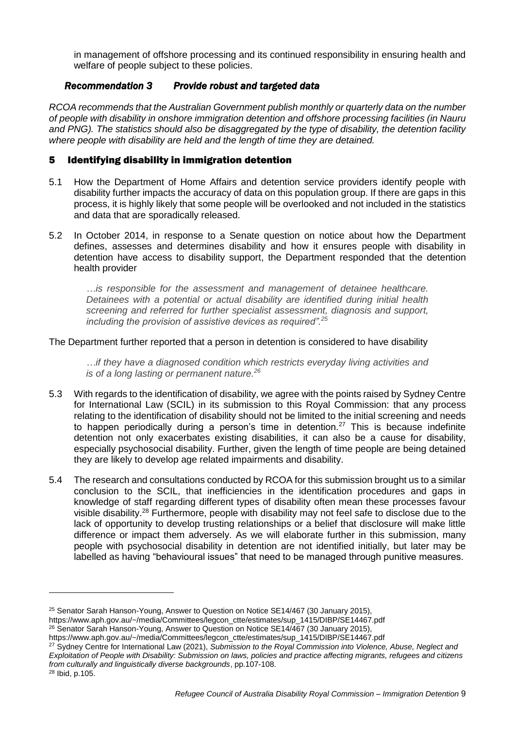in management of offshore processing and its continued responsibility in ensuring health and welfare of people subject to these policies.

### *Recommendation 3 Provide robust and targeted data*

*RCOA recommends that the Australian Government publish monthly or quarterly data on the number of people with disability in onshore immigration detention and offshore processing facilities (in Nauru and PNG). The statistics should also be disaggregated by the type of disability, the detention facility where people with disability are held and the length of time they are detained.*

## 5 Identifying disability in immigration detention

5.1 How the Department of Home Affairs and detention service providers identify people with disability further impacts the accuracy of data on this population group. If there are gaps in this process, it is highly likely that some people will be overlooked and not included in the statistics and data that are sporadically released.

5.2 In October 2014, in response to a Senate question on notice about how the Department defines, assesses and determines disability and how it ensures people with disability in detention have access to disability support, the Department responded that the detention health provider

> *…is responsible for the assessment and management of detainee healthcare. Detainees with a potential or actual disability are identified during initial health screening and referred for further specialist assessment, diagnosis and support, including the provision of assistive devices as required".*[25]

The Department further reported that a person in detention is considered to have disability

> *…if they have a diagnosed condition which restricts everyday living activities and is of a long lasting or permanent nature.*[26]

5.3 With regards to the identification of disability, we agree with the points raised by Sydney Centre for International Law (SCIL) in its submission to this Royal Commission: that any process relating to the identification of disability should not be limited to the initial screening and needs to happen periodically during a person's time in detention.[27] This is because indefinite detention not only exacerbates existing disabilities, it can also be a cause for disability, especially psychosocial disability. Further, given the length of time people are being detained they are likely to develop age related impairments and disability.

5.4 The research and consultations conducted by RCOA for this submission brought us to a similar conclusion to the SCIL, that inefficiencies in the identification procedures and gaps in knowledge of staff regarding different types of disability often mean these processes favour visible disability.[28] Furthermore, people with disability may not feel safe to disclose due to the lack of opportunity to develop trusting relationships or a belief that disclosure will make little difference or impact them adversely. As we will elaborate further in this submission, many people with psychosocial disability in detention are not identified initially, but later may be labelled as having "behavioural issues" that need to be managed through punitive measures.

---

[25] Senator Sarah Hanson-Young, Answer to Question on Notice SE14/467 (30 January 2015), https://www.aph.gov.au/~/media/Committees/legcon_ctte/estimates/sup_1415/DIBP/SE14467.pdf

[26] Senator Sarah Hanson-Young, Answer to Question on Notice SE14/467 (30 January 2015), https://www.aph.gov.au/~/media/Committees/legcon_ctte/estimates/sup_1415/DIBP/SE14467.pdf

[27] Sydney Centre for International Law (2021), *Submission to the Royal Commission into Violence, Abuse, Neglect and Exploitation of People with Disability: Submission on laws, policies and practice affecting migrants, refugees and citizens from culturally and linguistically diverse backgrounds*, pp.107-108.

[28] Ibid, p.105.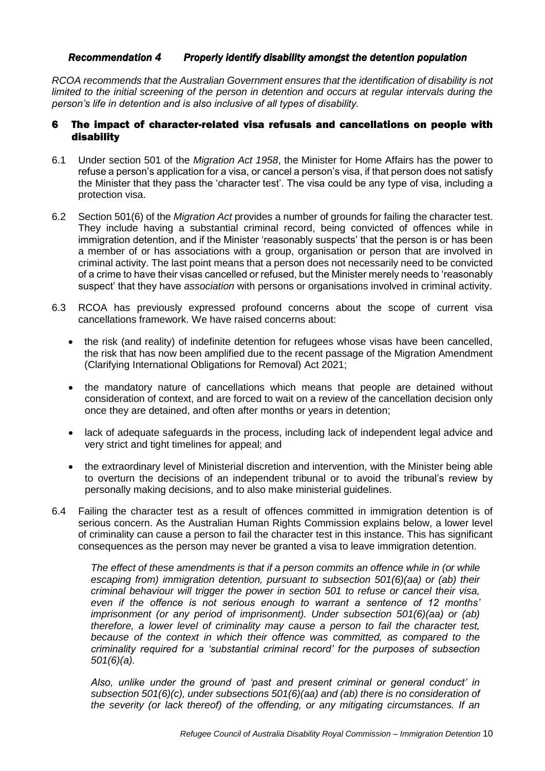### *Recommendation 4 Properly identify disability amongst the detention population*

*RCOA recommends that the Australian Government ensures that the identification of disability is not limited to the initial screening of the person in detention and occurs at regular intervals during the person's life in detention and is also inclusive of all types of disability.*

## 6 The impact of character-related visa refusals and cancellations on people with disability

6.1 Under section 501 of the *Migration Act 1958*, the Minister for Home Affairs has the power to refuse a person's application for a visa, or cancel a person's visa, if that person does not satisfy the Minister that they pass the 'character test'. The visa could be any type of visa, including a protection visa.

6.2 Section 501(6) of the *Migration Act* provides a number of grounds for failing the character test. They include having a substantial criminal record, being convicted of offences while in immigration detention, and if the Minister 'reasonably suspects' that the person is or has been a member of or has associations with a group, organisation or person that are involved in criminal activity. The last point means that a person does not necessarily need to be convicted of a crime to have their visas cancelled or refused, but the Minister merely needs to 'reasonably suspect' that they have *association* with persons or organisations involved in criminal activity.

6.3 RCOA has previously expressed profound concerns about the scope of current visa cancellations framework. We have raised concerns about:

- the risk (and reality) of indefinite detention for refugees whose visas have been cancelled, the risk that has now been amplified due to the recent passage of the Migration Amendment (Clarifying International Obligations for Removal) Act 2021;
- the mandatory nature of cancellations which means that people are detained without consideration of context, and are forced to wait on a review of the cancellation decision only once they are detained, and often after months or years in detention;
- lack of adequate safeguards in the process, including lack of independent legal advice and very strict and tight timelines for appeal; and
- the extraordinary level of Ministerial discretion and intervention, with the Minister being able to overturn the decisions of an independent tribunal or to avoid the tribunal's review by personally making decisions, and to also make ministerial guidelines.

6.4 Failing the character test as a result of offences committed in immigration detention is of serious concern. As the Australian Human Rights Commission explains below, a lower level of criminality can cause a person to fail the character test in this instance. This has significant consequences as the person may never be granted a visa to leave immigration detention.

> *The effect of these amendments is that if a person commits an offence while in (or while escaping from) immigration detention, pursuant to subsection 501(6)(aa) or (ab) their criminal behaviour will trigger the power in section 501 to refuse or cancel their visa, even if the offence is not serious enough to warrant a sentence of 12 months' imprisonment (or any period of imprisonment). Under subsection 501(6)(aa) or (ab) therefore, a lower level of criminality may cause a person to fail the character test, because of the context in which their offence was committed, as compared to the criminality required for a 'substantial criminal record' for the purposes of subsection 501(6)(a).*
>
> *Also, unlike under the ground of 'past and present criminal or general conduct' in subsection 501(6)(c), under subsections 501(6)(aa) and (ab) there is no consideration of the severity (or lack thereof) of the offending, or any mitigating circumstances. If an*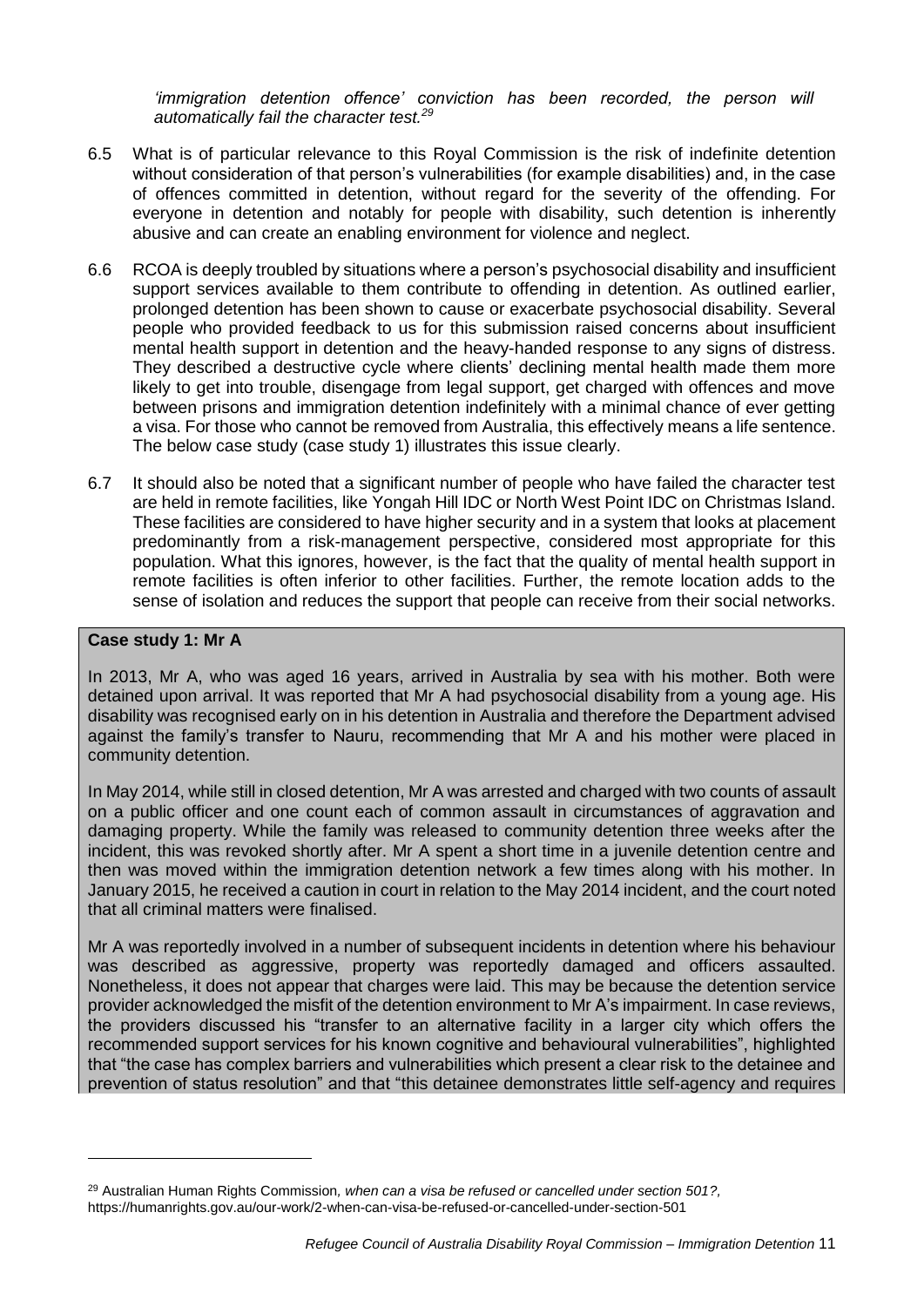*'immigration detention offence' conviction has been recorded, the person will automatically fail the character test.*[29]

6.5 What is of particular relevance to this Royal Commission is the risk of indefinite detention without consideration of that person's vulnerabilities (for example disabilities) and, in the case of offences committed in detention, without regard for the severity of the offending. For everyone in detention and notably for people with disability, such detention is inherently abusive and can create an enabling environment for violence and neglect.

6.6 RCOA is deeply troubled by situations where a person's psychosocial disability and insufficient support services available to them contribute to offending in detention. As outlined earlier, prolonged detention has been shown to cause or exacerbate psychosocial disability. Several people who provided feedback to us for this submission raised concerns about insufficient mental health support in detention and the heavy-handed response to any signs of distress. They described a destructive cycle where clients' declining mental health made them more likely to get into trouble, disengage from legal support, get charged with offences and move between prisons and immigration detention indefinitely with a minimal chance of ever getting a visa. For those who cannot be removed from Australia, this effectively means a life sentence. The below case study (case study 1) illustrates this issue clearly.

6.7 It should also be noted that a significant number of people who have failed the character test are held in remote facilities, like Yongah Hill IDC or North West Point IDC on Christmas Island. These facilities are considered to have higher security and in a system that looks at placement predominantly from a risk-management perspective, considered most appropriate for this population. What this ignores, however, is the fact that the quality of mental health support in remote facilities is often inferior to other facilities. Further, the remote location adds to the sense of isolation and reduces the support that people can receive from their social networks.

**Case study 1: Mr A**

In 2013, Mr A, who was aged 16 years, arrived in Australia by sea with his mother. Both were detained upon arrival. It was reported that Mr A had psychosocial disability from a young age. His disability was recognised early on in his detention in Australia and therefore the Department advised against the family's transfer to Nauru, recommending that Mr A and his mother were placed in community detention.

In May 2014, while still in closed detention, Mr A was arrested and charged with two counts of assault on a public officer and one count each of common assault in circumstances of aggravation and damaging property. While the family was released to community detention three weeks after the incident, this was revoked shortly after. Mr A spent a short time in a juvenile detention centre and then was moved within the immigration detention network a few times along with his mother. In January 2015, he received a caution in court in relation to the May 2014 incident, and the court noted that all criminal matters were finalised.

Mr A was reportedly involved in a number of subsequent incidents in detention where his behaviour was described as aggressive, property was reportedly damaged and officers assaulted. Nonetheless, it does not appear that charges were laid. This may be because the detention service provider acknowledged the misfit of the detention environment to Mr A's impairment. In case reviews, the providers discussed his "transfer to an alternative facility in a larger city which offers the recommended support services for his known cognitive and behavioural vulnerabilities", highlighted that "the case has complex barriers and vulnerabilities which present a clear risk to the detainee and prevention of status resolution" and that "this detainee demonstrates little self-agency and requires

[29] Australian Human Rights Commission*, when can a visa be refused or cancelled under section 501?,* https://humanrights.gov.au/our-work/2-when-can-visa-be-refused-or-cancelled-under-section-501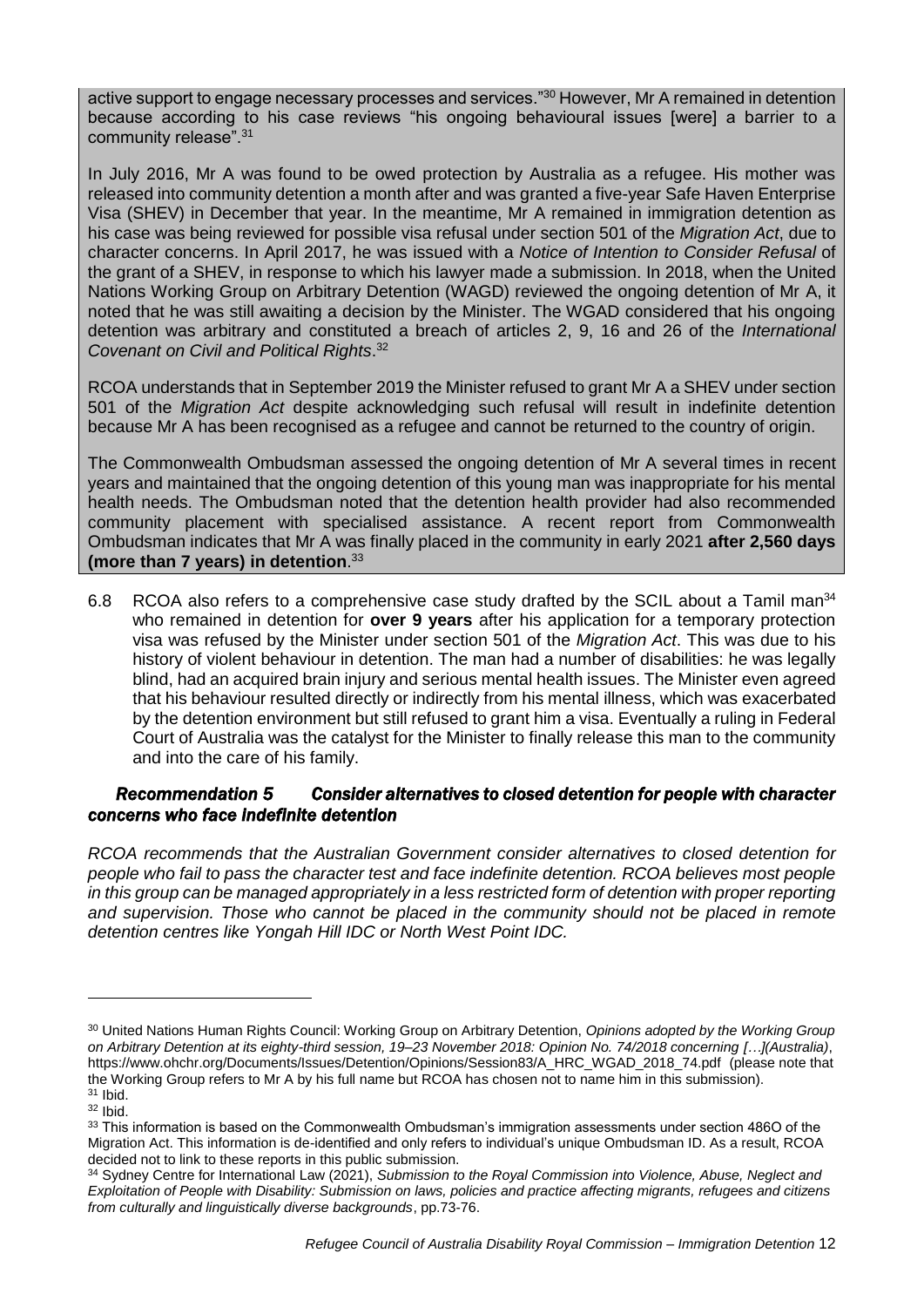active support to engage necessary processes and services."[30] However, Mr A remained in detention because according to his case reviews "his ongoing behavioural issues [were] a barrier to a community release".[31]

In July 2016, Mr A was found to be owed protection by Australia as a refugee. His mother was released into community detention a month after and was granted a five-year Safe Haven Enterprise Visa (SHEV) in December that year. In the meantime, Mr A remained in immigration detention as his case was being reviewed for possible visa refusal under section 501 of the *Migration Act*, due to character concerns. In April 2017, he was issued with a *Notice of Intention to Consider Refusal* of the grant of a SHEV, in response to which his lawyer made a submission. In 2018, when the United Nations Working Group on Arbitrary Detention (WAGD) reviewed the ongoing detention of Mr A, it noted that he was still awaiting a decision by the Minister. The WGAD considered that his ongoing detention was arbitrary and constituted a breach of articles 2, 9, 16 and 26 of the *International Covenant on Civil and Political Rights*.[32]

RCOA understands that in September 2019 the Minister refused to grant Mr A a SHEV under section 501 of the *Migration Act* despite acknowledging such refusal will result in indefinite detention because Mr A has been recognised as a refugee and cannot be returned to the country of origin.

The Commonwealth Ombudsman assessed the ongoing detention of Mr A several times in recent years and maintained that the ongoing detention of this young man was inappropriate for his mental health needs. The Ombudsman noted that the detention health provider had also recommended community placement with specialised assistance. A recent report from Commonwealth Ombudsman indicates that Mr A was finally placed in the community in early 2021 **after 2,560 days (more than 7 years) in detention**.[33]

6.8 RCOA also refers to a comprehensive case study drafted by the SCIL about a Tamil man[34] who remained in detention for **over 9 years** after his application for a temporary protection visa was refused by the Minister under section 501 of the *Migration Act*. This was due to his history of violent behaviour in detention. The man had a number of disabilities: he was legally blind, had an acquired brain injury and serious mental health issues. The Minister even agreed that his behaviour resulted directly or indirectly from his mental illness, which was exacerbated by the detention environment but still refused to grant him a visa. Eventually a ruling in Federal Court of Australia was the catalyst for the Minister to finally release this man to the community and into the care of his family.

***Recommendation 5 Consider alternatives to closed detention for people with character concerns who face indefinite detention***

*RCOA recommends that the Australian Government consider alternatives to closed detention for people who fail to pass the character test and face indefinite detention. RCOA believes most people in this group can be managed appropriately in a less restricted form of detention with proper reporting and supervision. Those who cannot be placed in the community should not be placed in remote detention centres like Yongah Hill IDC or North West Point IDC.*

---

[30] United Nations Human Rights Council: Working Group on Arbitrary Detention, *Opinions adopted by the Working Group on Arbitrary Detention at its eighty-third session, 19–23 November 2018: Opinion No. 74/2018 concerning […](Australia)*, https://www.ohchr.org/Documents/Issues/Detention/Opinions/Session83/A_HRC_WGAD_2018_74.pdf (please note that the Working Group refers to Mr A by his full name but RCOA has chosen not to name him in this submission).

[31] Ibid.

[32] Ibid.

[33] This information is based on the Commonwealth Ombudsman's immigration assessments under section 486O of the Migration Act. This information is de-identified and only refers to individual's unique Ombudsman ID. As a result, RCOA decided not to link to these reports in this public submission.

[34] Sydney Centre for International Law (2021), *Submission to the Royal Commission into Violence, Abuse, Neglect and Exploitation of People with Disability: Submission on laws, policies and practice affecting migrants, refugees and citizens from culturally and linguistically diverse backgrounds*, pp.73-76.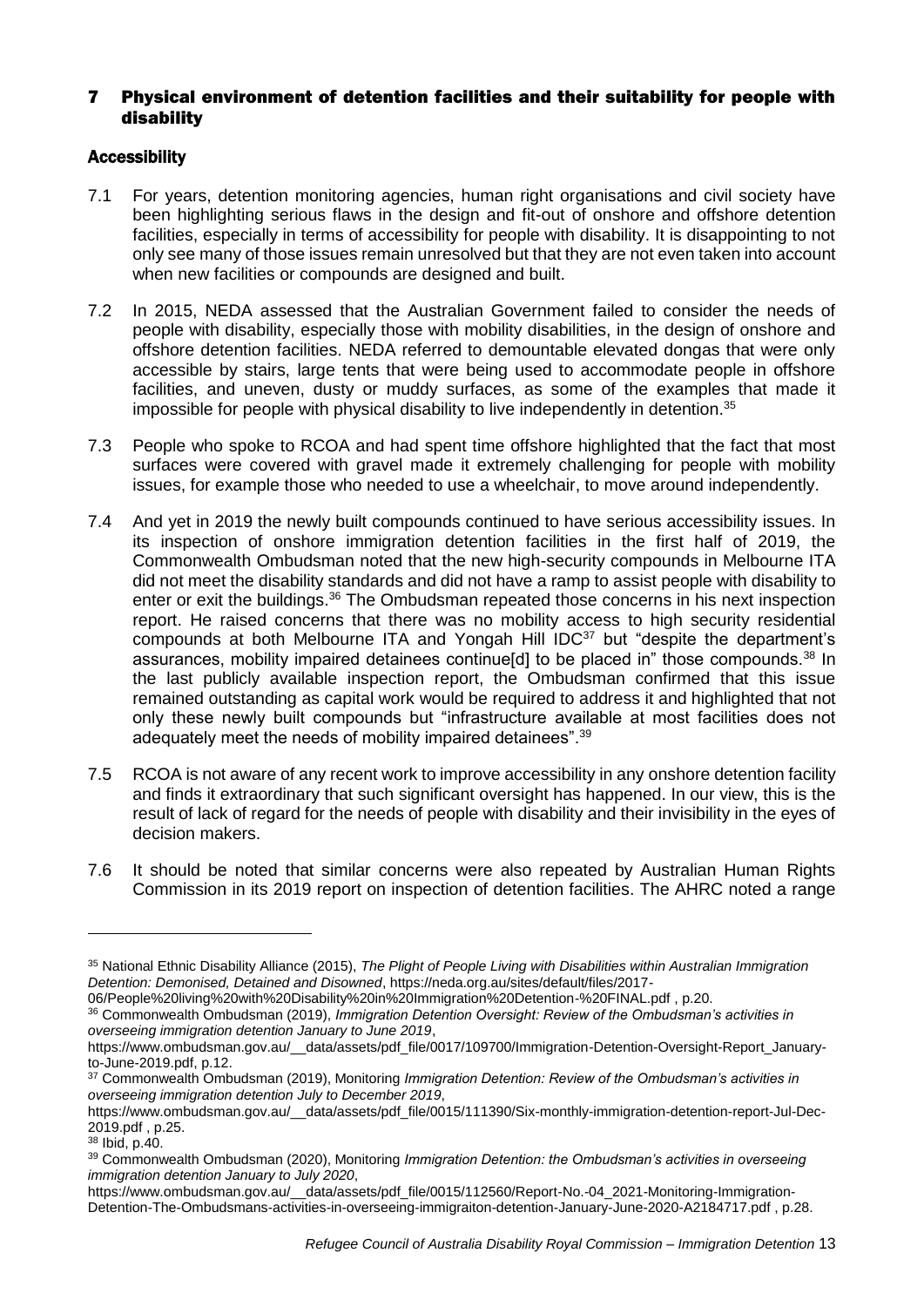## 7 Physical environment of detention facilities and their suitability for people with disability

### Accessibility

7.1 For years, detention monitoring agencies, human right organisations and civil society have been highlighting serious flaws in the design and fit-out of onshore and offshore detention facilities, especially in terms of accessibility for people with disability. It is disappointing to not only see many of those issues remain unresolved but that they are not even taken into account when new facilities or compounds are designed and built.

7.2 In 2015, NEDA assessed that the Australian Government failed to consider the needs of people with disability, especially those with mobility disabilities, in the design of onshore and offshore detention facilities. NEDA referred to demountable elevated dongas that were only accessible by stairs, large tents that were being used to accommodate people in offshore facilities, and uneven, dusty or muddy surfaces, as some of the examples that made it impossible for people with physical disability to live independently in detention.[35]

7.3 People who spoke to RCOA and had spent time offshore highlighted that the fact that most surfaces were covered with gravel made it extremely challenging for people with mobility issues, for example those who needed to use a wheelchair, to move around independently.

7.4 And yet in 2019 the newly built compounds continued to have serious accessibility issues. In its inspection of onshore immigration detention facilities in the first half of 2019, the Commonwealth Ombudsman noted that the new high-security compounds in Melbourne ITA did not meet the disability standards and did not have a ramp to assist people with disability to enter or exit the buildings.[36] The Ombudsman repeated those concerns in his next inspection report. He raised concerns that there was no mobility access to high security residential compounds at both Melbourne ITA and Yongah Hill IDC[37] but "despite the department's assurances, mobility impaired detainees continue[d] to be placed in" those compounds.[38] In the last publicly available inspection report, the Ombudsman confirmed that this issue remained outstanding as capital work would be required to address it and highlighted that not only these newly built compounds but "infrastructure available at most facilities does not adequately meet the needs of mobility impaired detainees".[39]

7.5 RCOA is not aware of any recent work to improve accessibility in any onshore detention facility and finds it extraordinary that such significant oversight has happened. In our view, this is the result of lack of regard for the needs of people with disability and their invisibility in the eyes of decision makers.

7.6 It should be noted that similar concerns were also repeated by Australian Human Rights Commission in its 2019 report on inspection of detention facilities. The AHRC noted a range

---

[35] National Ethnic Disability Alliance (2015), *The Plight of People Living with Disabilities within Australian Immigration Detention: Demonised, Detained and Disowned*, https://neda.org.au/sites/default/files/2017-06/People%20living%20with%20Disability%20in%20Immigration%20Detention-%20FINAL.pdf , p.20.

[36] Commonwealth Ombudsman (2019), *Immigration Detention Oversight: Review of the Ombudsman's activities in overseeing immigration detention January to June 2019*, https://www.ombudsman.gov.au/__data/assets/pdf_file/0017/109700/Immigration-Detention-Oversight-Report_January-to-June-2019.pdf, p.12.

[37] Commonwealth Ombudsman (2019), Monitoring *Immigration Detention: Review of the Ombudsman's activities in overseeing immigration detention July to December 2019*, https://www.ombudsman.gov.au/__data/assets/pdf_file/0015/111390/Six-monthly-immigration-detention-report-Jul-Dec-2019.pdf , p.25.

[38] Ibid, p.40.

[39] Commonwealth Ombudsman (2020), Monitoring *Immigration Detention: the Ombudsman's activities in overseeing immigration detention January to July 2020*, https://www.ombudsman.gov.au/__data/assets/pdf_file/0015/112560/Report-No.-04_2021-Monitoring-Immigration-Detention-The-Ombudsmans-activities-in-overseeing-immigraiton-detention-January-June-2020-A2184717.pdf , p.28.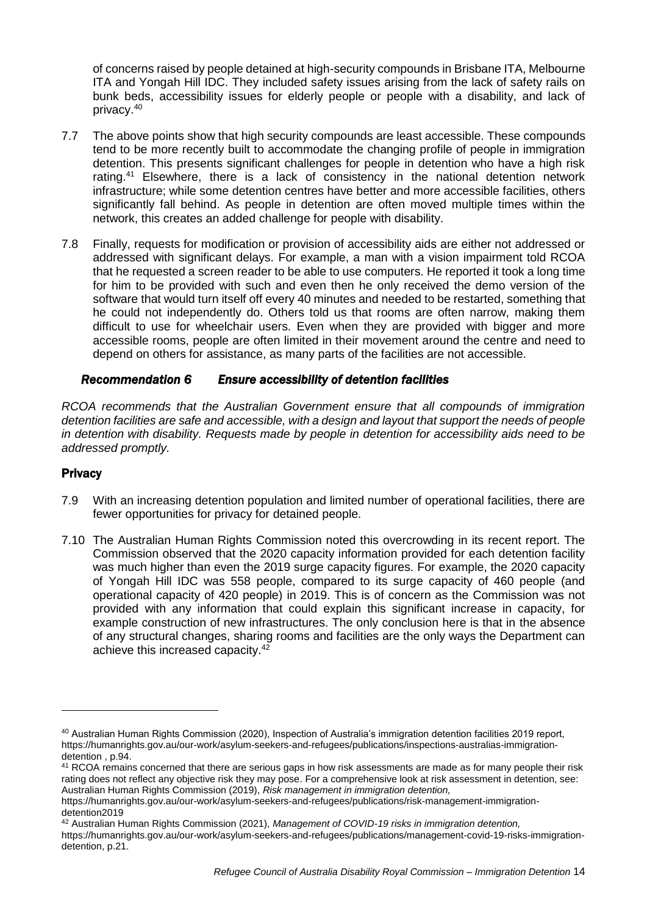of concerns raised by people detained at high-security compounds in Brisbane ITA, Melbourne ITA and Yongah Hill IDC. They included safety issues arising from the lack of safety rails on bunk beds, accessibility issues for elderly people or people with a disability, and lack of privacy.[40]

7.7 The above points show that high security compounds are least accessible. These compounds tend to be more recently built to accommodate the changing profile of people in immigration detention. This presents significant challenges for people in detention who have a high risk rating.[41] Elsewhere, there is a lack of consistency in the national detention network infrastructure; while some detention centres have better and more accessible facilities, others significantly fall behind. As people in detention are often moved multiple times within the network, this creates an added challenge for people with disability.

7.8 Finally, requests for modification or provision of accessibility aids are either not addressed or addressed with significant delays. For example, a man with a vision impairment told RCOA that he requested a screen reader to be able to use computers. He reported it took a long time for him to be provided with such and even then he only received the demo version of the software that would turn itself off every 40 minutes and needed to be restarted, something that he could not independently do. Others told us that rooms are often narrow, making them difficult to use for wheelchair users. Even when they are provided with bigger and more accessible rooms, people are often limited in their movement around the centre and need to depend on others for assistance, as many parts of the facilities are not accessible.

#### ***Recommendation 6 Ensure accessibility of detention facilities***

*RCOA recommends that the Australian Government ensure that all compounds of immigration detention facilities are safe and accessible, with a design and layout that support the needs of people in detention with disability. Requests made by people in detention for accessibility aids need to be addressed promptly.*

### Privacy

7.9 With an increasing detention population and limited number of operational facilities, there are fewer opportunities for privacy for detained people.

7.10 The Australian Human Rights Commission noted this overcrowding in its recent report. The Commission observed that the 2020 capacity information provided for each detention facility was much higher than even the 2019 surge capacity figures. For example, the 2020 capacity of Yongah Hill IDC was 558 people, compared to its surge capacity of 460 people (and operational capacity of 420 people) in 2019. This is of concern as the Commission was not provided with any information that could explain this significant increase in capacity, for example construction of new infrastructures. The only conclusion here is that in the absence of any structural changes, sharing rooms and facilities are the only ways the Department can achieve this increased capacity.[42]

---

[40] Australian Human Rights Commission (2020), Inspection of Australia's immigration detention facilities 2019 report, https://humanrights.gov.au/our-work/asylum-seekers-and-refugees/publications/inspections-australias-immigration-detention , p.94.

[41] RCOA remains concerned that there are serious gaps in how risk assessments are made as for many people their risk rating does not reflect any objective risk they may pose. For a comprehensive look at risk assessment in detention, see: Australian Human Rights Commission (2019), *Risk management in immigration detention,* https://humanrights.gov.au/our-work/asylum-seekers-and-refugees/publications/risk-management-immigration-detention2019

[42] Australian Human Rights Commission (2021), *Management of COVID-19 risks in immigration detention,* https://humanrights.gov.au/our-work/asylum-seekers-and-refugees/publications/management-covid-19-risks-immigration-detention, p.21.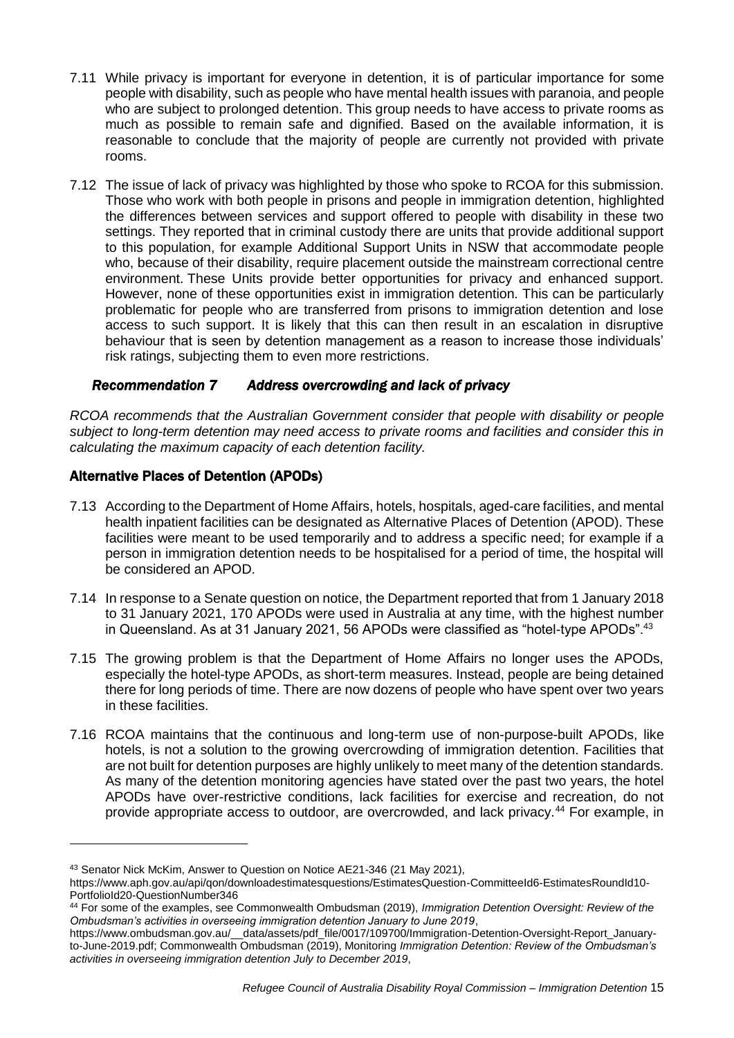7.11 While privacy is important for everyone in detention, it is of particular importance for some people with disability, such as people who have mental health issues with paranoia, and people who are subject to prolonged detention. This group needs to have access to private rooms as much as possible to remain safe and dignified. Based on the available information, it is reasonable to conclude that the majority of people are currently not provided with private rooms.

7.12 The issue of lack of privacy was highlighted by those who spoke to RCOA for this submission. Those who work with both people in prisons and people in immigration detention, highlighted the differences between services and support offered to people with disability in these two settings. They reported that in criminal custody there are units that provide additional support to this population, for example Additional Support Units in NSW that accommodate people who, because of their disability, require placement outside the mainstream correctional centre environment. These Units provide better opportunities for privacy and enhanced support. However, none of these opportunities exist in immigration detention. This can be particularly problematic for people who are transferred from prisons to immigration detention and lose access to such support. It is likely that this can then result in an escalation in disruptive behaviour that is seen by detention management as a reason to increase those individuals' risk ratings, subjecting them to even more restrictions.

***Recommendation 7 Address overcrowding and lack of privacy***

*RCOA recommends that the Australian Government consider that people with disability or people subject to long-term detention may need access to private rooms and facilities and consider this in calculating the maximum capacity of each detention facility.*

### Alternative Places of Detention (APODs)

7.13 According to the Department of Home Affairs, hotels, hospitals, aged-care facilities, and mental health inpatient facilities can be designated as Alternative Places of Detention (APOD). These facilities were meant to be used temporarily and to address a specific need; for example if a person in immigration detention needs to be hospitalised for a period of time, the hospital will be considered an APOD.

7.14 In response to a Senate question on notice, the Department reported that from 1 January 2018 to 31 January 2021, 170 APODs were used in Australia at any time, with the highest number in Queensland. As at 31 January 2021, 56 APODs were classified as "hotel-type APODs".[43]

7.15 The growing problem is that the Department of Home Affairs no longer uses the APODs, especially the hotel-type APODs, as short-term measures. Instead, people are being detained there for long periods of time. There are now dozens of people who have spent over two years in these facilities.

7.16 RCOA maintains that the continuous and long-term use of non-purpose-built APODs, like hotels, is not a solution to the growing overcrowding of immigration detention. Facilities that are not built for detention purposes are highly unlikely to meet many of the detention standards. As many of the detention monitoring agencies have stated over the past two years, the hotel APODs have over-restrictive conditions, lack facilities for exercise and recreation, do not provide appropriate access to outdoor, are overcrowded, and lack privacy.[44] For example, in

---

[43] Senator Nick McKim, Answer to Question on Notice AE21-346 (21 May 2021), https://www.aph.gov.au/api/qon/downloadestimatesquestions/EstimatesQuestion-CommitteeId6-EstimatesRoundId10-PortfolioId20-QuestionNumber346

[44] For some of the examples, see Commonwealth Ombudsman (2019), *Immigration Detention Oversight: Review of the Ombudsman's activities in overseeing immigration detention January to June 2019*, https://www.ombudsman.gov.au/__data/assets/pdf_file/0017/109700/Immigration-Detention-Oversight-Report_January-to-June-2019.pdf; Commonwealth Ombudsman (2019), Monitoring *Immigration Detention: Review of the Ombudsman's activities in overseeing immigration detention July to December 2019*,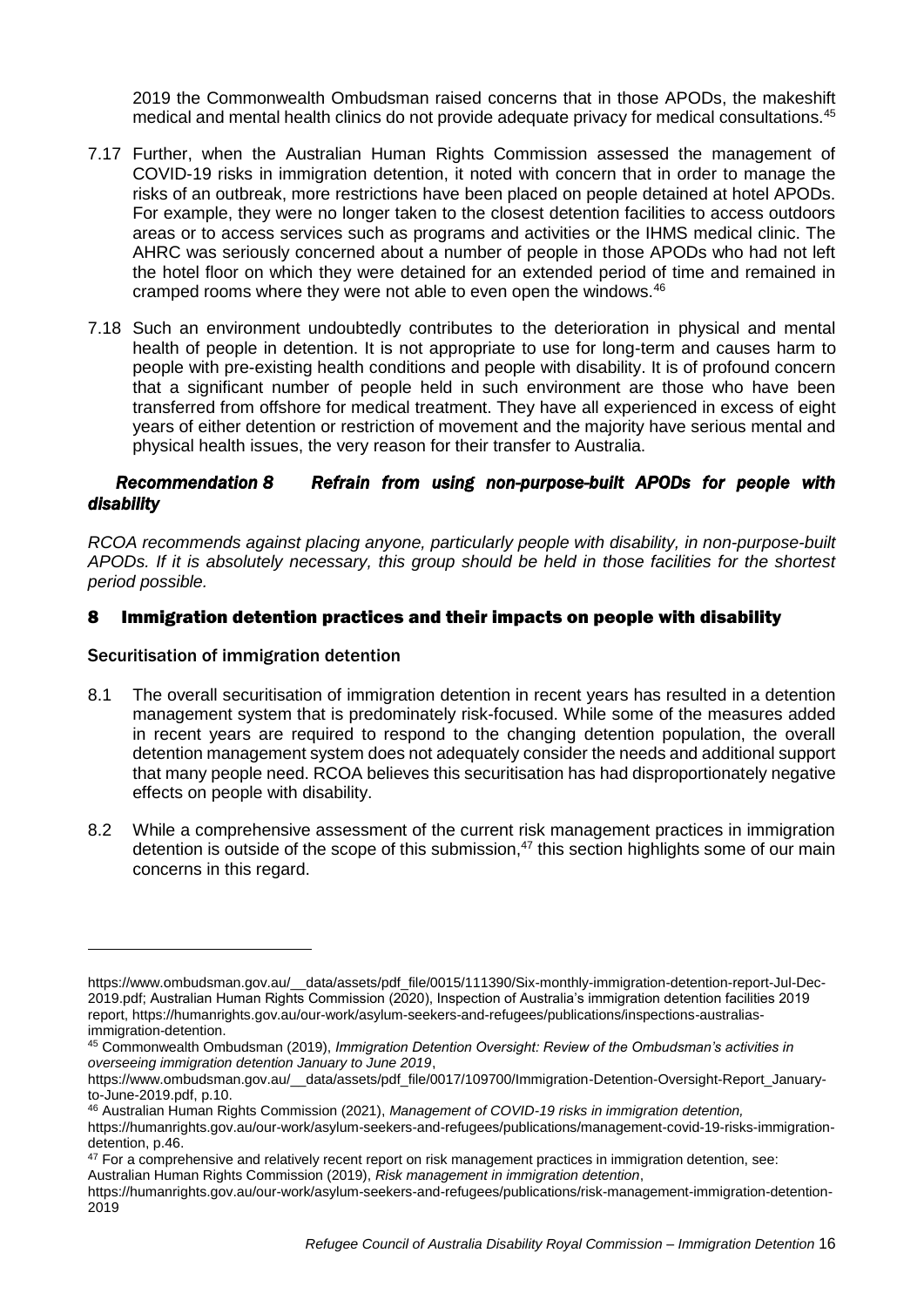2019 the Commonwealth Ombudsman raised concerns that in those APODs, the makeshift medical and mental health clinics do not provide adequate privacy for medical consultations.[45]

7.17 Further, when the Australian Human Rights Commission assessed the management of COVID-19 risks in immigration detention, it noted with concern that in order to manage the risks of an outbreak, more restrictions have been placed on people detained at hotel APODs. For example, they were no longer taken to the closest detention facilities to access outdoors areas or to access services such as programs and activities or the IHMS medical clinic. The AHRC was seriously concerned about a number of people in those APODs who had not left the hotel floor on which they were detained for an extended period of time and remained in cramped rooms where they were not able to even open the windows.[46]

7.18 Such an environment undoubtedly contributes to the deterioration in physical and mental health of people in detention. It is not appropriate to use for long-term and causes harm to people with pre-existing health conditions and people with disability. It is of profound concern that a significant number of people held in such environment are those who have been transferred from offshore for medical treatment. They have all experienced in excess of eight years of either detention or restriction of movement and the majority have serious mental and physical health issues, the very reason for their transfer to Australia.

***Recommendation 8 Refrain from using non-purpose-built APODs for people with disability***

*RCOA recommends against placing anyone, particularly people with disability, in non-purpose-built APODs. If it is absolutely necessary, this group should be held in those facilities for the shortest period possible.*

# 8 Immigration detention practices and their impacts on people with disability

## Securitisation of immigration detention

8.1 The overall securitisation of immigration detention in recent years has resulted in a detention management system that is predominately risk-focused. While some of the measures added in recent years are required to respond to the changing detention population, the overall detention management system does not adequately consider the needs and additional support that many people need. RCOA believes this securitisation has had disproportionately negative effects on people with disability.

8.2 While a comprehensive assessment of the current risk management practices in immigration detention is outside of the scope of this submission,[47] this section highlights some of our main concerns in this regard.

---

https://www.ombudsman.gov.au/__data/assets/pdf_file/0015/111390/Six-monthly-immigration-detention-report-Jul-Dec-2019.pdf; Australian Human Rights Commission (2020), Inspection of Australia's immigration detention facilities 2019 report, https://humanrights.gov.au/our-work/asylum-seekers-and-refugees/publications/inspections-australias-immigration-detention.

[45] Commonwealth Ombudsman (2019), *Immigration Detention Oversight: Review of the Ombudsman's activities in overseeing immigration detention January to June 2019*, https://www.ombudsman.gov.au/__data/assets/pdf_file/0017/109700/Immigration-Detention-Oversight-Report_January-to-June-2019.pdf, p.10.

[46] Australian Human Rights Commission (2021), *Management of COVID-19 risks in immigration detention,* https://humanrights.gov.au/our-work/asylum-seekers-and-refugees/publications/management-covid-19-risks-immigration-detention, p.46.

[47] For a comprehensive and relatively recent report on risk management practices in immigration detention, see: Australian Human Rights Commission (2019), *Risk management in immigration detention*, https://humanrights.gov.au/our-work/asylum-seekers-and-refugees/publications/risk-management-immigration-detention-2019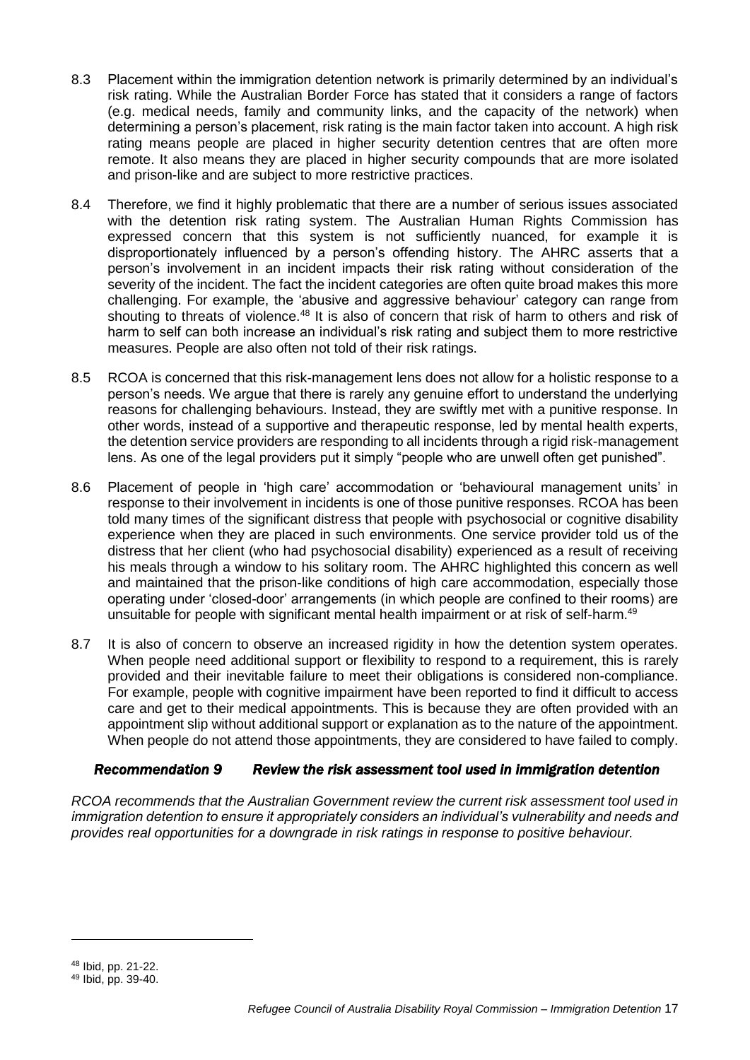8.3 Placement within the immigration detention network is primarily determined by an individual's risk rating. While the Australian Border Force has stated that it considers a range of factors (e.g. medical needs, family and community links, and the capacity of the network) when determining a person's placement, risk rating is the main factor taken into account. A high risk rating means people are placed in higher security detention centres that are often more remote. It also means they are placed in higher security compounds that are more isolated and prison-like and are subject to more restrictive practices.

8.4 Therefore, we find it highly problematic that there are a number of serious issues associated with the detention risk rating system. The Australian Human Rights Commission has expressed concern that this system is not sufficiently nuanced, for example it is disproportionately influenced by a person's offending history. The AHRC asserts that a person's involvement in an incident impacts their risk rating without consideration of the severity of the incident. The fact the incident categories are often quite broad makes this more challenging. For example, the 'abusive and aggressive behaviour' category can range from shouting to threats of violence.[48] It is also of concern that risk of harm to others and risk of harm to self can both increase an individual's risk rating and subject them to more restrictive measures. People are also often not told of their risk ratings.

8.5 RCOA is concerned that this risk-management lens does not allow for a holistic response to a person's needs. We argue that there is rarely any genuine effort to understand the underlying reasons for challenging behaviours. Instead, they are swiftly met with a punitive response. In other words, instead of a supportive and therapeutic response, led by mental health experts, the detention service providers are responding to all incidents through a rigid risk-management lens. As one of the legal providers put it simply "people who are unwell often get punished".

8.6 Placement of people in 'high care' accommodation or 'behavioural management units' in response to their involvement in incidents is one of those punitive responses. RCOA has been told many times of the significant distress that people with psychosocial or cognitive disability experience when they are placed in such environments. One service provider told us of the distress that her client (who had psychosocial disability) experienced as a result of receiving his meals through a window to his solitary room. The AHRC highlighted this concern as well and maintained that the prison-like conditions of high care accommodation, especially those operating under 'closed-door' arrangements (in which people are confined to their rooms) are unsuitable for people with significant mental health impairment or at risk of self-harm.[49]

8.7 It is also of concern to observe an increased rigidity in how the detention system operates. When people need additional support or flexibility to respond to a requirement, this is rarely provided and their inevitable failure to meet their obligations is considered non-compliance. For example, people with cognitive impairment have been reported to find it difficult to access care and get to their medical appointments. This is because they are often provided with an appointment slip without additional support or explanation as to the nature of the appointment. When people do not attend those appointments, they are considered to have failed to comply.

### *Recommendation 9 Review the risk assessment tool used in immigration detention*

*RCOA recommends that the Australian Government review the current risk assessment tool used in immigration detention to ensure it appropriately considers an individual's vulnerability and needs and provides real opportunities for a downgrade in risk ratings in response to positive behaviour.*

---

[48] Ibid, pp. 21-22.

[49] Ibid, pp. 39-40.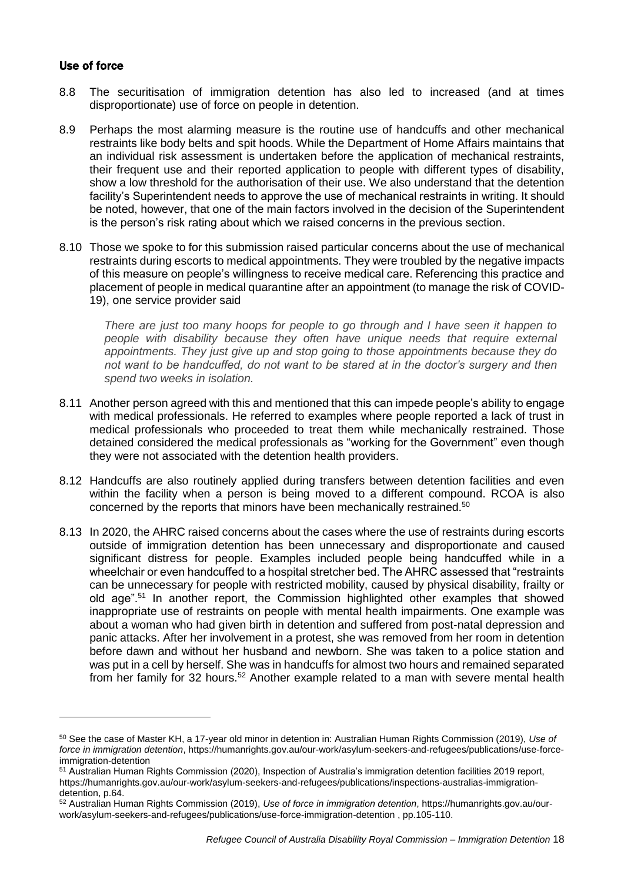### Use of force

8.8 The securitisation of immigration detention has also led to increased (and at times disproportionate) use of force on people in detention.

8.9 Perhaps the most alarming measure is the routine use of handcuffs and other mechanical restraints like body belts and spit hoods. While the Department of Home Affairs maintains that an individual risk assessment is undertaken before the application of mechanical restraints, their frequent use and their reported application to people with different types of disability, show a low threshold for the authorisation of their use. We also understand that the detention facility's Superintendent needs to approve the use of mechanical restraints in writing. It should be noted, however, that one of the main factors involved in the decision of the Superintendent is the person's risk rating about which we raised concerns in the previous section.

8.10 Those we spoke to for this submission raised particular concerns about the use of mechanical restraints during escorts to medical appointments. They were troubled by the negative impacts of this measure on people's willingness to receive medical care. Referencing this practice and placement of people in medical quarantine after an appointment (to manage the risk of COVID-19), one service provider said

> *There are just too many hoops for people to go through and I have seen it happen to people with disability because they often have unique needs that require external appointments. They just give up and stop going to those appointments because they do not want to be handcuffed, do not want to be stared at in the doctor's surgery and then spend two weeks in isolation.*

8.11 Another person agreed with this and mentioned that this can impede people's ability to engage with medical professionals. He referred to examples where people reported a lack of trust in medical professionals who proceeded to treat them while mechanically restrained. Those detained considered the medical professionals as "working for the Government" even though they were not associated with the detention health providers.

8.12 Handcuffs are also routinely applied during transfers between detention facilities and even within the facility when a person is being moved to a different compound. RCOA is also concerned by the reports that minors have been mechanically restrained.[50]

8.13 In 2020, the AHRC raised concerns about the cases where the use of restraints during escorts outside of immigration detention has been unnecessary and disproportionate and caused significant distress for people. Examples included people being handcuffed while in a wheelchair or even handcuffed to a hospital stretcher bed. The AHRC assessed that "restraints can be unnecessary for people with restricted mobility, caused by physical disability, frailty or old age".[51] In another report, the Commission highlighted other examples that showed inappropriate use of restraints on people with mental health impairments. One example was about a woman who had given birth in detention and suffered from post-natal depression and panic attacks. After her involvement in a protest, she was removed from her room in detention before dawn and without her husband and newborn. She was taken to a police station and was put in a cell by herself. She was in handcuffs for almost two hours and remained separated from her family for 32 hours.[52] Another example related to a man with severe mental health

---

[50] See the case of Master KH, a 17-year old minor in detention in: Australian Human Rights Commission (2019), *Use of force in immigration detention*, https://humanrights.gov.au/our-work/asylum-seekers-and-refugees/publications/use-force-immigration-detention

[51] Australian Human Rights Commission (2020), Inspection of Australia's immigration detention facilities 2019 report, https://humanrights.gov.au/our-work/asylum-seekers-and-refugees/publications/inspections-australias-immigration-detention, p.64.

[52] Australian Human Rights Commission (2019), *Use of force in immigration detention*, https://humanrights.gov.au/our-work/asylum-seekers-and-refugees/publications/use-force-immigration-detention , pp.105-110.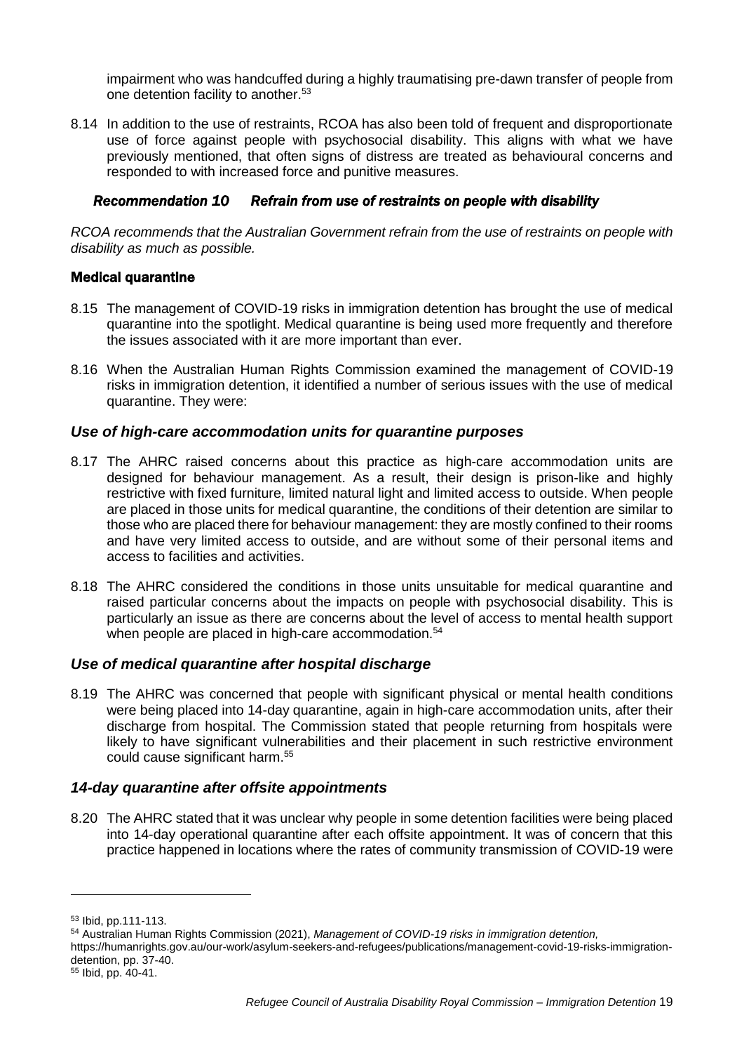impairment who was handcuffed during a highly traumatising pre-dawn transfer of people from one detention facility to another.[53]

8.14 In addition to the use of restraints, RCOA has also been told of frequent and disproportionate use of force against people with psychosocial disability. This aligns with what we have previously mentioned, that often signs of distress are treated as behavioural concerns and responded to with increased force and punitive measures.

#### *Recommendation 10 Refrain from use of restraints on people with disability*

*RCOA recommends that the Australian Government refrain from the use of restraints on people with disability as much as possible.*

### Medical quarantine

8.15 The management of COVID-19 risks in immigration detention has brought the use of medical quarantine into the spotlight. Medical quarantine is being used more frequently and therefore the issues associated with it are more important than ever.

8.16 When the Australian Human Rights Commission examined the management of COVID-19 risks in immigration detention, it identified a number of serious issues with the use of medical quarantine. They were:

### *Use of high-care accommodation units for quarantine purposes*

8.17 The AHRC raised concerns about this practice as high-care accommodation units are designed for behaviour management. As a result, their design is prison-like and highly restrictive with fixed furniture, limited natural light and limited access to outside. When people are placed in those units for medical quarantine, the conditions of their detention are similar to those who are placed there for behaviour management: they are mostly confined to their rooms and have very limited access to outside, and are without some of their personal items and access to facilities and activities.

8.18 The AHRC considered the conditions in those units unsuitable for medical quarantine and raised particular concerns about the impacts on people with psychosocial disability. This is particularly an issue as there are concerns about the level of access to mental health support when people are placed in high-care accommodation.[54]

### *Use of medical quarantine after hospital discharge*

8.19 The AHRC was concerned that people with significant physical or mental health conditions were being placed into 14-day quarantine, again in high-care accommodation units, after their discharge from hospital. The Commission stated that people returning from hospitals were likely to have significant vulnerabilities and their placement in such restrictive environment could cause significant harm.[55]

### *14-day quarantine after offsite appointments*

8.20 The AHRC stated that it was unclear why people in some detention facilities were being placed into 14-day operational quarantine after each offsite appointment. It was of concern that this practice happened in locations where the rates of community transmission of COVID-19 were

---

[53] Ibid, pp.111-113.

[54] Australian Human Rights Commission (2021), *Management of COVID-19 risks in immigration detention,* https://humanrights.gov.au/our-work/asylum-seekers-and-refugees/publications/management-covid-19-risks-immigration-detention, pp. 37-40.

[55] Ibid, pp. 40-41.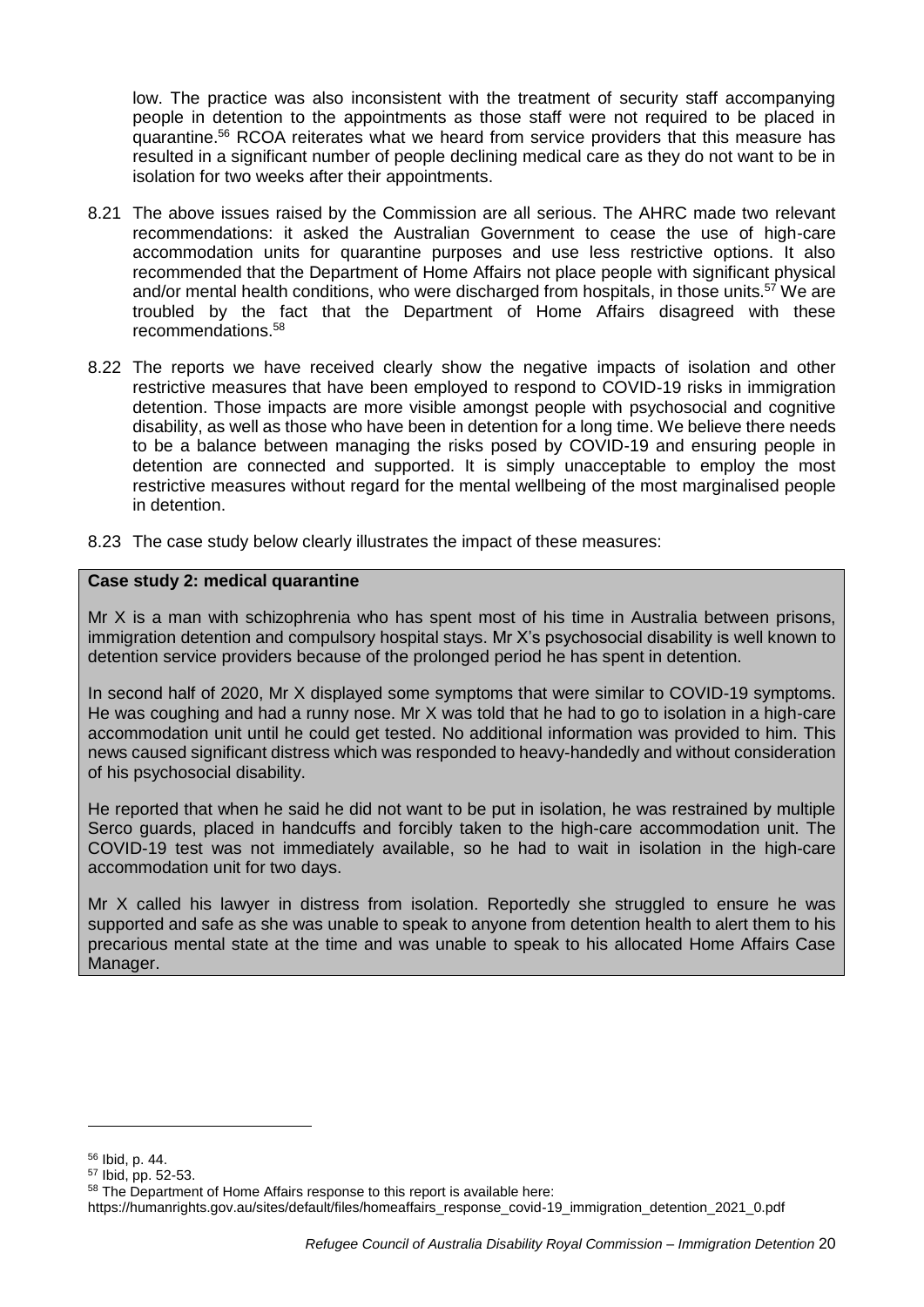low. The practice was also inconsistent with the treatment of security staff accompanying people in detention to the appointments as those staff were not required to be placed in quarantine.[56] RCOA reiterates what we heard from service providers that this measure has resulted in a significant number of people declining medical care as they do not want to be in isolation for two weeks after their appointments.

8.21 The above issues raised by the Commission are all serious. The AHRC made two relevant recommendations: it asked the Australian Government to cease the use of high-care accommodation units for quarantine purposes and use less restrictive options. It also recommended that the Department of Home Affairs not place people with significant physical and/or mental health conditions, who were discharged from hospitals, in those units.[57] We are troubled by the fact that the Department of Home Affairs disagreed with these recommendations.[58]

8.22 The reports we have received clearly show the negative impacts of isolation and other restrictive measures that have been employed to respond to COVID-19 risks in immigration detention. Those impacts are more visible amongst people with psychosocial and cognitive disability, as well as those who have been in detention for a long time. We believe there needs to be a balance between managing the risks posed by COVID-19 and ensuring people in detention are connected and supported. It is simply unacceptable to employ the most restrictive measures without regard for the mental wellbeing of the most marginalised people in detention.

8.23 The case study below clearly illustrates the impact of these measures:

**Case study 2: medical quarantine**

Mr X is a man with schizophrenia who has spent most of his time in Australia between prisons, immigration detention and compulsory hospital stays. Mr X's psychosocial disability is well known to detention service providers because of the prolonged period he has spent in detention.

In second half of 2020, Mr X displayed some symptoms that were similar to COVID-19 symptoms. He was coughing and had a runny nose. Mr X was told that he had to go to isolation in a high-care accommodation unit until he could get tested. No additional information was provided to him. This news caused significant distress which was responded to heavy-handedly and without consideration of his psychosocial disability.

He reported that when he said he did not want to be put in isolation, he was restrained by multiple Serco guards, placed in handcuffs and forcibly taken to the high-care accommodation unit. The COVID-19 test was not immediately available, so he had to wait in isolation in the high-care accommodation unit for two days.

Mr X called his lawyer in distress from isolation. Reportedly she struggled to ensure he was supported and safe as she was unable to speak to anyone from detention health to alert them to his precarious mental state at the time and was unable to speak to his allocated Home Affairs Case Manager.

[56] Ibid, p. 44.

[57] Ibid, pp. 52-53.

[58] The Department of Home Affairs response to this report is available here: https://humanrights.gov.au/sites/default/files/homeaffairs_response_covid-19_immigration_detention_2021_0.pdf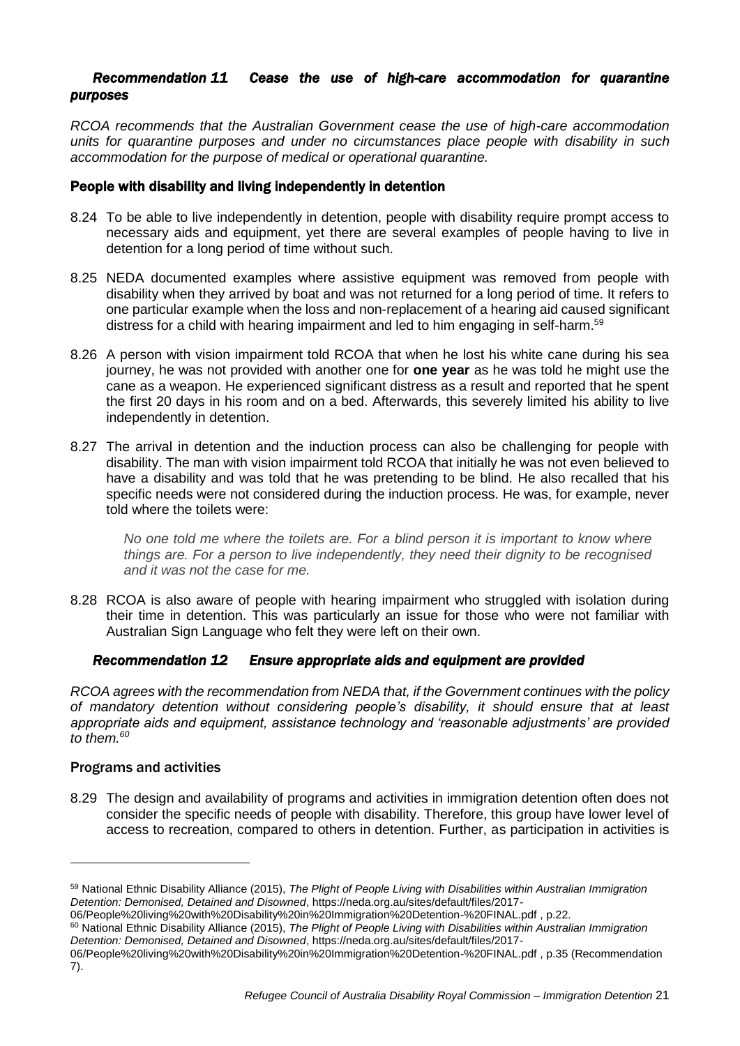### *Recommendation 11 Cease the use of high-care accommodation for quarantine purposes*

*RCOA recommends that the Australian Government cease the use of high-care accommodation units for quarantine purposes and under no circumstances place people with disability in such accommodation for the purpose of medical or operational quarantine.*

### People with disability and living independently in detention

8.24 To be able to live independently in detention, people with disability require prompt access to necessary aids and equipment, yet there are several examples of people having to live in detention for a long period of time without such.

8.25 NEDA documented examples where assistive equipment was removed from people with disability when they arrived by boat and was not returned for a long period of time. It refers to one particular example when the loss and non-replacement of a hearing aid caused significant distress for a child with hearing impairment and led to him engaging in self-harm.[59]

8.26 A person with vision impairment told RCOA that when he lost his white cane during his sea journey, he was not provided with another one for **one year** as he was told he might use the cane as a weapon. He experienced significant distress as a result and reported that he spent the first 20 days in his room and on a bed. Afterwards, this severely limited his ability to live independently in detention.

8.27 The arrival in detention and the induction process can also be challenging for people with disability. The man with vision impairment told RCOA that initially he was not even believed to have a disability and was told that he was pretending to be blind. He also recalled that his specific needs were not considered during the induction process. He was, for example, never told where the toilets were:

> *No one told me where the toilets are. For a blind person it is important to know where things are. For a person to live independently, they need their dignity to be recognised and it was not the case for me.*

8.28 RCOA is also aware of people with hearing impairment who struggled with isolation during their time in detention. This was particularly an issue for those who were not familiar with Australian Sign Language who felt they were left on their own.

### *Recommendation 12 Ensure appropriate aids and equipment are provided*

*RCOA agrees with the recommendation from NEDA that, if the Government continues with the policy of mandatory detention without considering people's disability, it should ensure that at least appropriate aids and equipment, assistance technology and 'reasonable adjustments' are provided to them.[60]*

### Programs and activities

8.29 The design and availability of programs and activities in immigration detention often does not consider the specific needs of people with disability. Therefore, this group have lower level of access to recreation, compared to others in detention. Further, as participation in activities is

---

[59] National Ethnic Disability Alliance (2015), *The Plight of People Living with Disabilities within Australian Immigration Detention: Demonised, Detained and Disowned*, https://neda.org.au/sites/default/files/2017-06/People%20living%20with%20Disability%20in%20Immigration%20Detention-%20FINAL.pdf , p.22.

[60] National Ethnic Disability Alliance (2015), *The Plight of People Living with Disabilities within Australian Immigration Detention: Demonised, Detained and Disowned*, https://neda.org.au/sites/default/files/2017-06/People%20living%20with%20Disability%20in%20Immigration%20Detention-%20FINAL.pdf , p.35 (Recommendation 7).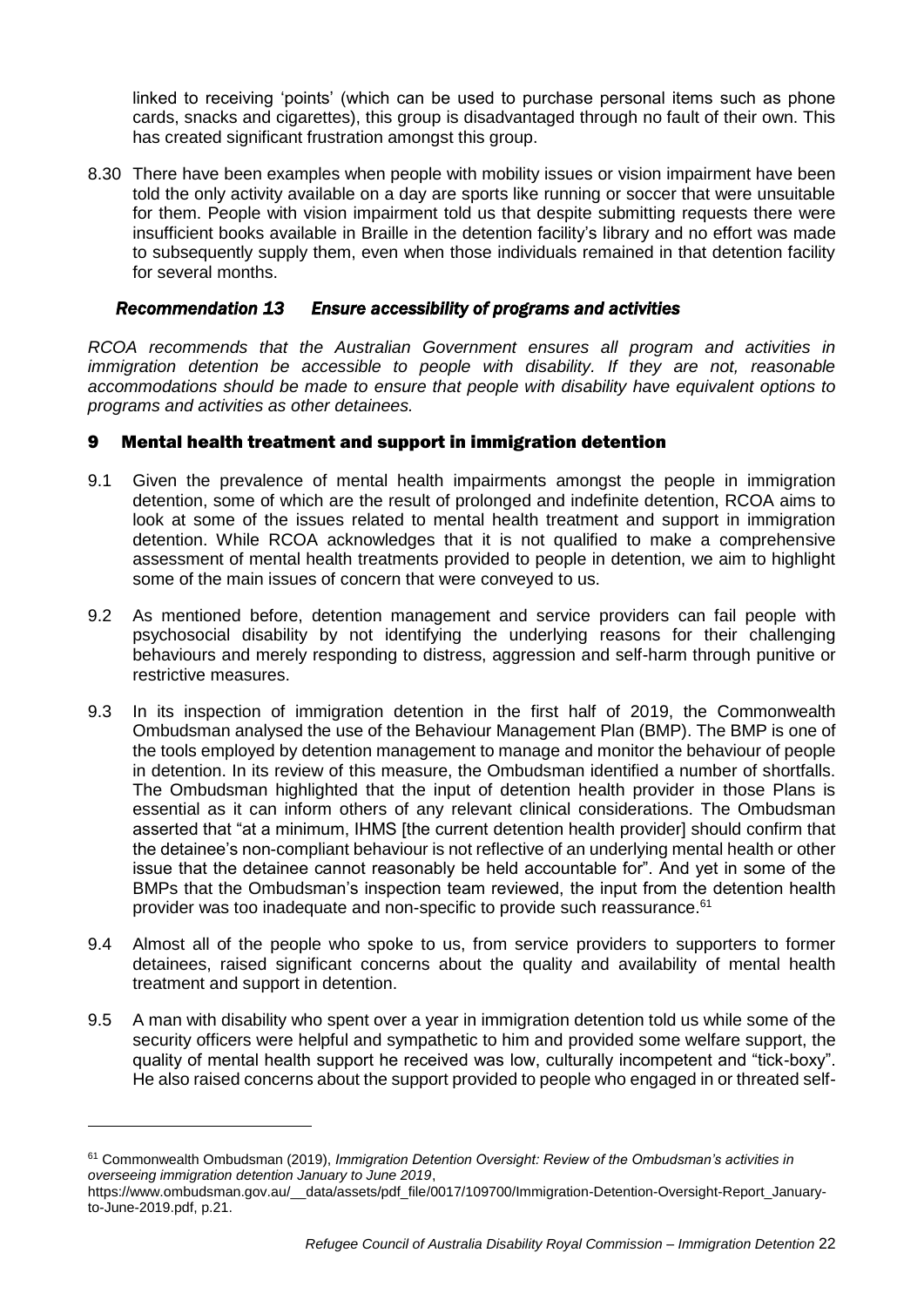linked to receiving 'points' (which can be used to purchase personal items such as phone cards, snacks and cigarettes), this group is disadvantaged through no fault of their own. This has created significant frustration amongst this group.

8.30 There have been examples when people with mobility issues or vision impairment have been told the only activity available on a day are sports like running or soccer that were unsuitable for them. People with vision impairment told us that despite submitting requests there were insufficient books available in Braille in the detention facility's library and no effort was made to subsequently supply them, even when those individuals remained in that detention facility for several months.

### *Recommendation 13 Ensure accessibility of programs and activities*

*RCOA recommends that the Australian Government ensures all program and activities in immigration detention be accessible to people with disability. If they are not, reasonable accommodations should be made to ensure that people with disability have equivalent options to programs and activities as other detainees.*

## 9 Mental health treatment and support in immigration detention

9.1 Given the prevalence of mental health impairments amongst the people in immigration detention, some of which are the result of prolonged and indefinite detention, RCOA aims to look at some of the issues related to mental health treatment and support in immigration detention. While RCOA acknowledges that it is not qualified to make a comprehensive assessment of mental health treatments provided to people in detention, we aim to highlight some of the main issues of concern that were conveyed to us.

9.2 As mentioned before, detention management and service providers can fail people with psychosocial disability by not identifying the underlying reasons for their challenging behaviours and merely responding to distress, aggression and self-harm through punitive or restrictive measures.

9.3 In its inspection of immigration detention in the first half of 2019, the Commonwealth Ombudsman analysed the use of the Behaviour Management Plan (BMP). The BMP is one of the tools employed by detention management to manage and monitor the behaviour of people in detention. In its review of this measure, the Ombudsman identified a number of shortfalls. The Ombudsman highlighted that the input of detention health provider in those Plans is essential as it can inform others of any relevant clinical considerations. The Ombudsman asserted that "at a minimum, IHMS [the current detention health provider] should confirm that the detainee's non-compliant behaviour is not reflective of an underlying mental health or other issue that the detainee cannot reasonably be held accountable for". And yet in some of the BMPs that the Ombudsman's inspection team reviewed, the input from the detention health provider was too inadequate and non-specific to provide such reassurance.[61]

9.4 Almost all of the people who spoke to us, from service providers to supporters to former detainees, raised significant concerns about the quality and availability of mental health treatment and support in detention.

9.5 A man with disability who spent over a year in immigration detention told us while some of the security officers were helpful and sympathetic to him and provided some welfare support, the quality of mental health support he received was low, culturally incompetent and "tick-boxy". He also raised concerns about the support provided to people who engaged in or threated self-

---

[61] Commonwealth Ombudsman (2019), *Immigration Detention Oversight: Review of the Ombudsman's activities in overseeing immigration detention January to June 2019*, https://www.ombudsman.gov.au/__data/assets/pdf_file/0017/109700/Immigration-Detention-Oversight-Report_January-to-June-2019.pdf, p.21.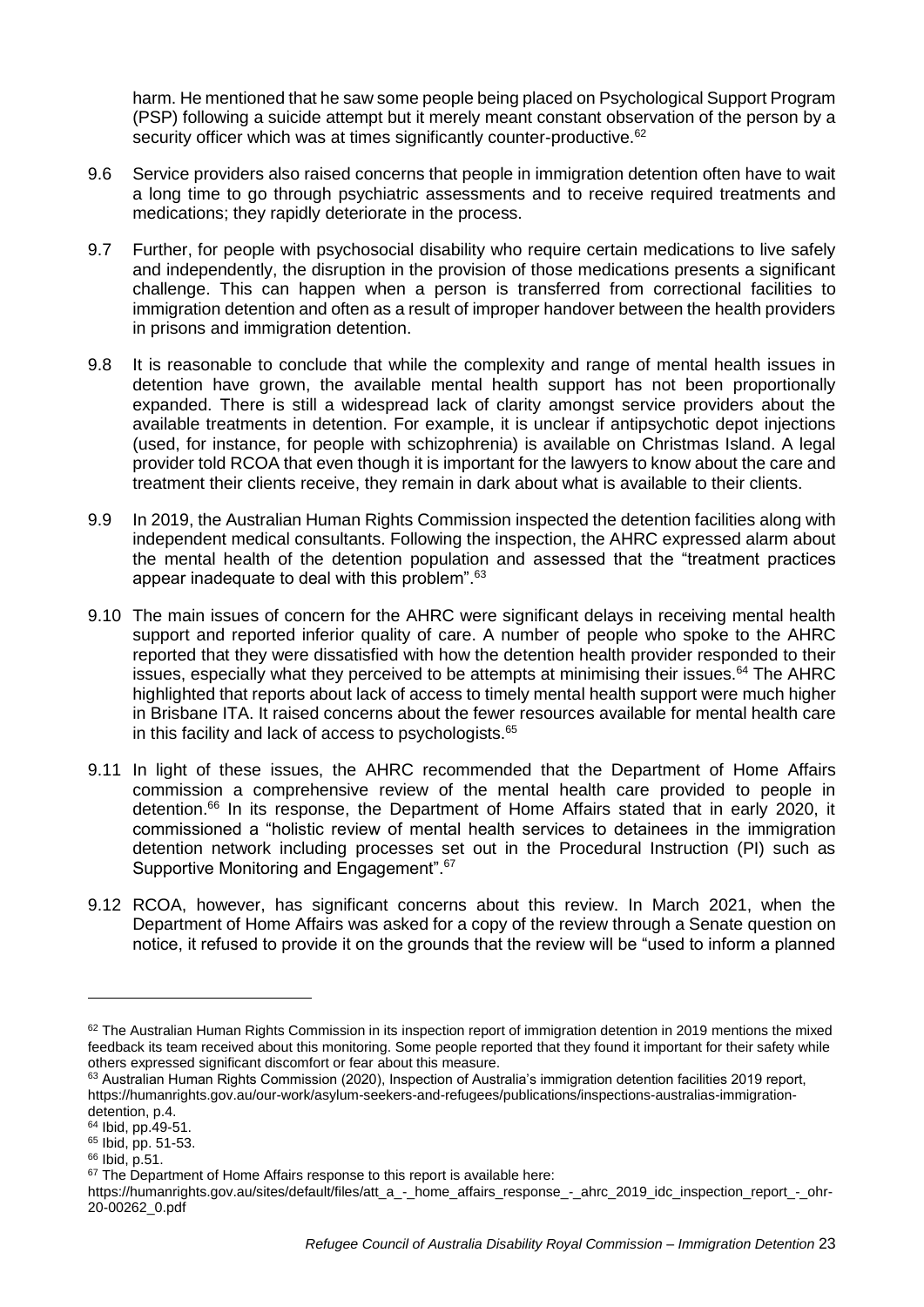harm. He mentioned that he saw some people being placed on Psychological Support Program (PSP) following a suicide attempt but it merely meant constant observation of the person by a security officer which was at times significantly counter-productive.[62]

9.6 Service providers also raised concerns that people in immigration detention often have to wait a long time to go through psychiatric assessments and to receive required treatments and medications; they rapidly deteriorate in the process.

9.7 Further, for people with psychosocial disability who require certain medications to live safely and independently, the disruption in the provision of those medications presents a significant challenge. This can happen when a person is transferred from correctional facilities to immigration detention and often as a result of improper handover between the health providers in prisons and immigration detention.

9.8 It is reasonable to conclude that while the complexity and range of mental health issues in detention have grown, the available mental health support has not been proportionally expanded. There is still a widespread lack of clarity amongst service providers about the available treatments in detention. For example, it is unclear if antipsychotic depot injections (used, for instance, for people with schizophrenia) is available on Christmas Island. A legal provider told RCOA that even though it is important for the lawyers to know about the care and treatment their clients receive, they remain in dark about what is available to their clients.

9.9 In 2019, the Australian Human Rights Commission inspected the detention facilities along with independent medical consultants. Following the inspection, the AHRC expressed alarm about the mental health of the detention population and assessed that the "treatment practices appear inadequate to deal with this problem".[63]

9.10 The main issues of concern for the AHRC were significant delays in receiving mental health support and reported inferior quality of care. A number of people who spoke to the AHRC reported that they were dissatisfied with how the detention health provider responded to their issues, especially what they perceived to be attempts at minimising their issues.[64] The AHRC highlighted that reports about lack of access to timely mental health support were much higher in Brisbane ITA. It raised concerns about the fewer resources available for mental health care in this facility and lack of access to psychologists.[65]

9.11 In light of these issues, the AHRC recommended that the Department of Home Affairs commission a comprehensive review of the mental health care provided to people in detention.[66] In its response, the Department of Home Affairs stated that in early 2020, it commissioned a "holistic review of mental health services to detainees in the immigration detention network including processes set out in the Procedural Instruction (PI) such as Supportive Monitoring and Engagement".[67]

9.12 RCOA, however, has significant concerns about this review. In March 2021, when the Department of Home Affairs was asked for a copy of the review through a Senate question on notice, it refused to provide it on the grounds that the review will be "used to inform a planned

---

[62] The Australian Human Rights Commission in its inspection report of immigration detention in 2019 mentions the mixed feedback its team received about this monitoring. Some people reported that they found it important for their safety while others expressed significant discomfort or fear about this measure.

[63] Australian Human Rights Commission (2020), Inspection of Australia's immigration detention facilities 2019 report, https://humanrights.gov.au/our-work/asylum-seekers-and-refugees/publications/inspections-australias-immigration-detention, p.4.

[64] Ibid, pp.49-51.

[65] Ibid, pp. 51-53.

[66] Ibid, p.51.

[67] The Department of Home Affairs response to this report is available here: https://humanrights.gov.au/sites/default/files/att_a_-_home_affairs_response_-_ahrc_2019_idc_inspection_report_-_ohr-20-00262_0.pdf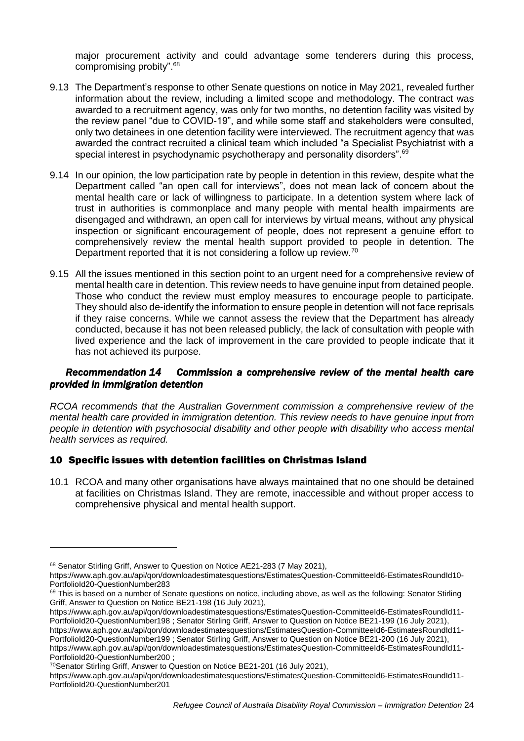major procurement activity and could advantage some tenderers during this process, compromising probity".[68]

9.13 The Department's response to other Senate questions on notice in May 2021, revealed further information about the review, including a limited scope and methodology. The contract was awarded to a recruitment agency, was only for two months, no detention facility was visited by the review panel "due to COVID-19", and while some staff and stakeholders were consulted, only two detainees in one detention facility were interviewed. The recruitment agency that was awarded the contract recruited a clinical team which included "a Specialist Psychiatrist with a special interest in psychodynamic psychotherapy and personality disorders".[69]

9.14 In our opinion, the low participation rate by people in detention in this review, despite what the Department called "an open call for interviews", does not mean lack of concern about the mental health care or lack of willingness to participate. In a detention system where lack of trust in authorities is commonplace and many people with mental health impairments are disengaged and withdrawn, an open call for interviews by virtual means, without any physical inspection or significant encouragement of people, does not represent a genuine effort to comprehensively review the mental health support provided to people in detention. The Department reported that it is not considering a follow up review.[70]

9.15 All the issues mentioned in this section point to an urgent need for a comprehensive review of mental health care in detention. This review needs to have genuine input from detained people. Those who conduct the review must employ measures to encourage people to participate. They should also de-identify the information to ensure people in detention will not face reprisals if they raise concerns. While we cannot assess the review that the Department has already conducted, because it has not been released publicly, the lack of consultation with people with lived experience and the lack of improvement in the care provided to people indicate that it has not achieved its purpose.

***Recommendation 14 Commission a comprehensive review of the mental health care provided in immigration detention***

*RCOA recommends that the Australian Government commission a comprehensive review of the mental health care provided in immigration detention. This review needs to have genuine input from people in detention with psychosocial disability and other people with disability who access mental health services as required.*

## 10 Specific issues with detention facilities on Christmas Island

10.1 RCOA and many other organisations have always maintained that no one should be detained at facilities on Christmas Island. They are remote, inaccessible and without proper access to comprehensive physical and mental health support.

---

[68] Senator Stirling Griff, Answer to Question on Notice AE21-283 (7 May 2021), https://www.aph.gov.au/api/qon/downloadestimatesquestions/EstimatesQuestion-CommitteeId6-EstimatesRoundId10-PortfolioId20-QuestionNumber283

[69] This is based on a number of Senate questions on notice, including above, as well as the following: Senator Stirling Griff, Answer to Question on Notice BE21-198 (16 July 2021), https://www.aph.gov.au/api/qon/downloadestimatesquestions/EstimatesQuestion-CommitteeId6-EstimatesRoundId11-PortfolioId20-QuestionNumber198 ; Senator Stirling Griff, Answer to Question on Notice BE21-199 (16 July 2021), https://www.aph.gov.au/api/qon/downloadestimatesquestions/EstimatesQuestion-CommitteeId6-EstimatesRoundId11-PortfolioId20-QuestionNumber199 ; Senator Stirling Griff, Answer to Question on Notice BE21-200 (16 July 2021), https://www.aph.gov.au/api/qon/downloadestimatesquestions/EstimatesQuestion-CommitteeId6-EstimatesRoundId11-PortfolioId20-QuestionNumber200 ;

[70] Senator Stirling Griff, Answer to Question on Notice BE21-201 (16 July 2021), https://www.aph.gov.au/api/qon/downloadestimatesquestions/EstimatesQuestion-CommitteeId6-EstimatesRoundId11-PortfolioId20-QuestionNumber201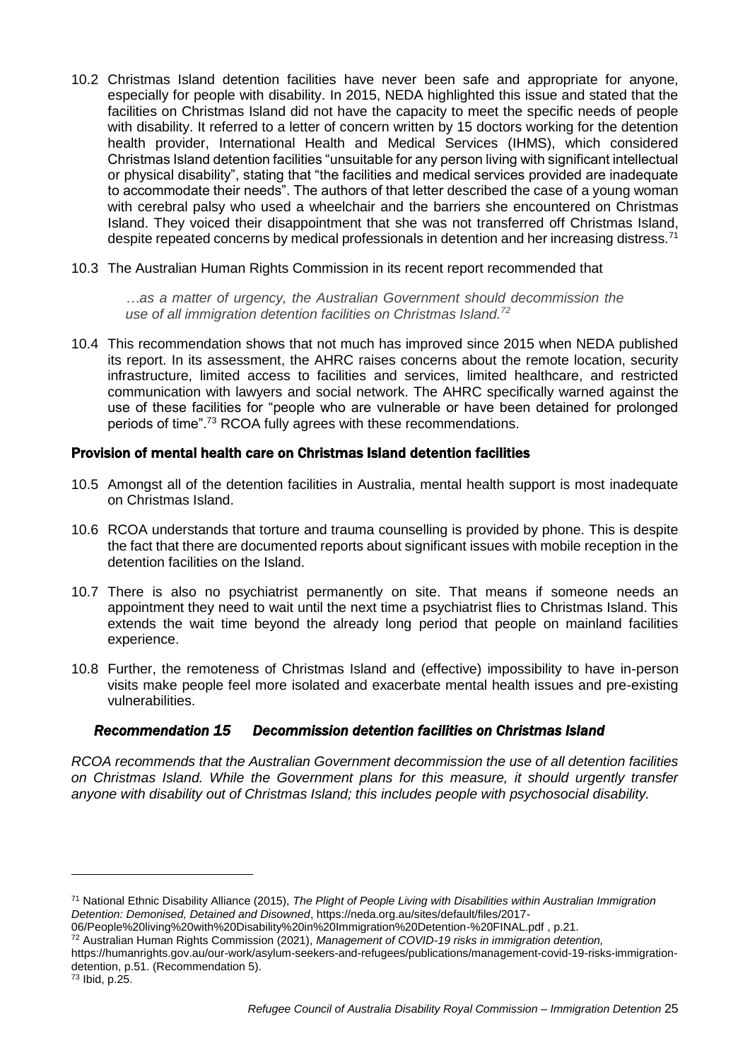10.2 Christmas Island detention facilities have never been safe and appropriate for anyone, especially for people with disability. In 2015, NEDA highlighted this issue and stated that the facilities on Christmas Island did not have the capacity to meet the specific needs of people with disability. It referred to a letter of concern written by 15 doctors working for the detention health provider, International Health and Medical Services (IHMS), which considered Christmas Island detention facilities "unsuitable for any person living with significant intellectual or physical disability", stating that "the facilities and medical services provided are inadequate to accommodate their needs". The authors of that letter described the case of a young woman with cerebral palsy who used a wheelchair and the barriers she encountered on Christmas Island. They voiced their disappointment that she was not transferred off Christmas Island, despite repeated concerns by medical professionals in detention and her increasing distress.[71]

10.3 The Australian Human Rights Commission in its recent report recommended that

> *…as a matter of urgency, the Australian Government should decommission the use of all immigration detention facilities on Christmas Island.*[72]

10.4 This recommendation shows that not much has improved since 2015 when NEDA published its report. In its assessment, the AHRC raises concerns about the remote location, security infrastructure, limited access to facilities and services, limited healthcare, and restricted communication with lawyers and social network. The AHRC specifically warned against the use of these facilities for "people who are vulnerable or have been detained for prolonged periods of time".[73] RCOA fully agrees with these recommendations.

### Provision of mental health care on Christmas Island detention facilities

10.5 Amongst all of the detention facilities in Australia, mental health support is most inadequate on Christmas Island.

10.6 RCOA understands that torture and trauma counselling is provided by phone. This is despite the fact that there are documented reports about significant issues with mobile reception in the detention facilities on the Island.

10.7 There is also no psychiatrist permanently on site. That means if someone needs an appointment they need to wait until the next time a psychiatrist flies to Christmas Island. This extends the wait time beyond the already long period that people on mainland facilities experience.

10.8 Further, the remoteness of Christmas Island and (effective) impossibility to have in-person visits make people feel more isolated and exacerbate mental health issues and pre-existing vulnerabilities.

#### *Recommendation 15 Decommission detention facilities on Christmas Island*

*RCOA recommends that the Australian Government decommission the use of all detention facilities on Christmas Island. While the Government plans for this measure, it should urgently transfer anyone with disability out of Christmas Island; this includes people with psychosocial disability.*

---

[71] National Ethnic Disability Alliance (2015), *The Plight of People Living with Disabilities within Australian Immigration Detention: Demonised, Detained and Disowned*, https://neda.org.au/sites/default/files/2017-06/People%20living%20with%20Disability%20in%20Immigration%20Detention-%20FINAL.pdf , p.21.

[72] Australian Human Rights Commission (2021), *Management of COVID-19 risks in immigration detention,* https://humanrights.gov.au/our-work/asylum-seekers-and-refugees/publications/management-covid-19-risks-immigration-detention, p.51. (Recommendation 5).

[73] Ibid, p.25.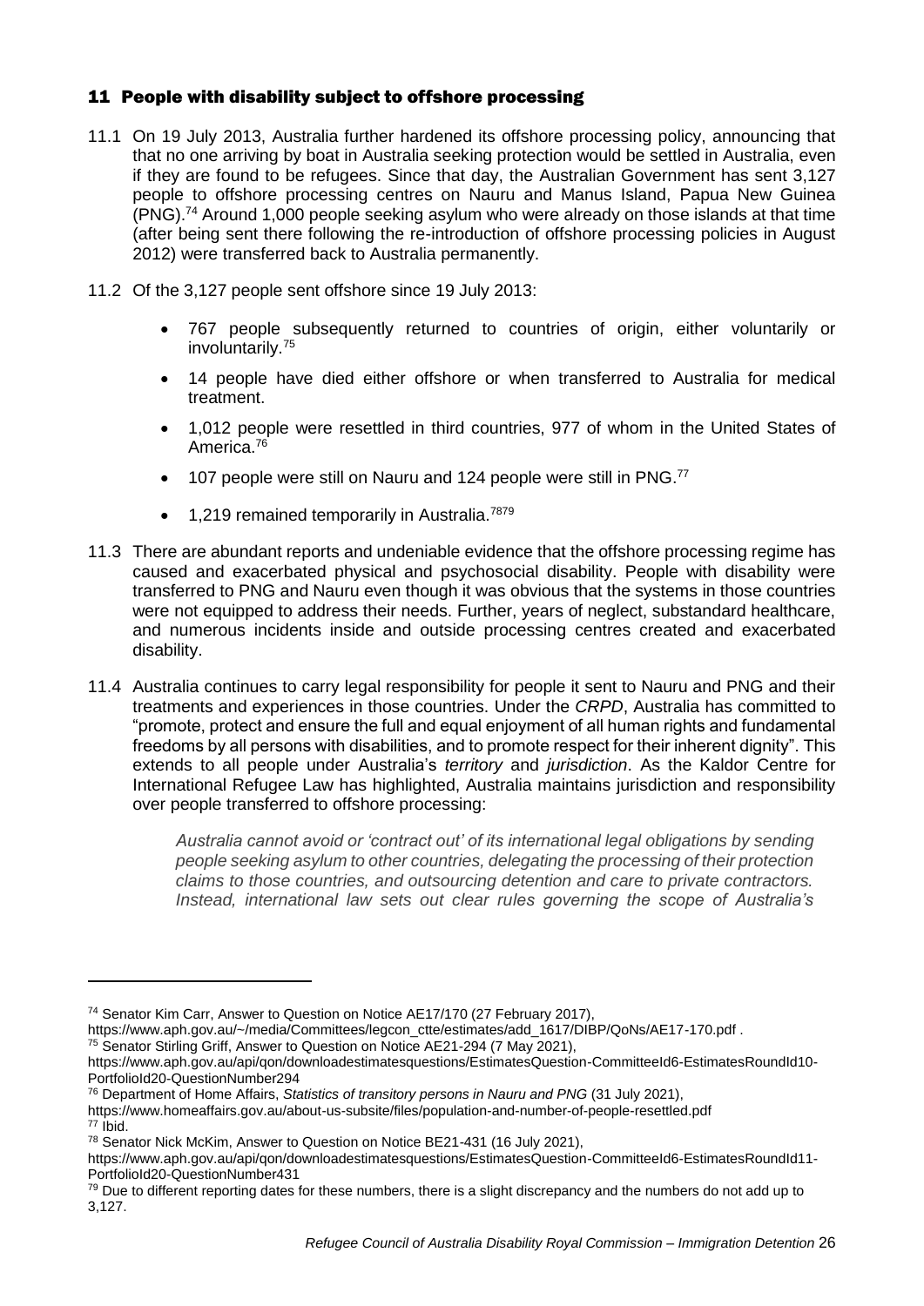## 11 People with disability subject to offshore processing

11.1 On 19 July 2013, Australia further hardened its offshore processing policy, announcing that that no one arriving by boat in Australia seeking protection would be settled in Australia, even if they are found to be refugees. Since that day, the Australian Government has sent 3,127 people to offshore processing centres on Nauru and Manus Island, Papua New Guinea (PNG).[74] Around 1,000 people seeking asylum who were already on those islands at that time (after being sent there following the re-introduction of offshore processing policies in August 2012) were transferred back to Australia permanently.

11.2 Of the 3,127 people sent offshore since 19 July 2013:

- 767 people subsequently returned to countries of origin, either voluntarily or involuntarily.[75]
- 14 people have died either offshore or when transferred to Australia for medical treatment.
- 1,012 people were resettled in third countries, 977 of whom in the United States of America.[76]
- 107 people were still on Nauru and 124 people were still in PNG.[77]
- 1,219 remained temporarily in Australia.[78][79]

11.3 There are abundant reports and undeniable evidence that the offshore processing regime has caused and exacerbated physical and psychosocial disability. People with disability were transferred to PNG and Nauru even though it was obvious that the systems in those countries were not equipped to address their needs. Further, years of neglect, substandard healthcare, and numerous incidents inside and outside processing centres created and exacerbated disability.

11.4 Australia continues to carry legal responsibility for people it sent to Nauru and PNG and their treatments and experiences in those countries. Under the *CRPD*, Australia has committed to "promote, protect and ensure the full and equal enjoyment of all human rights and fundamental freedoms by all persons with disabilities, and to promote respect for their inherent dignity". This extends to all people under Australia's *territory* and *jurisdiction*. As the Kaldor Centre for International Refugee Law has highlighted, Australia maintains jurisdiction and responsibility over people transferred to offshore processing:

> *Australia cannot avoid or 'contract out' of its international legal obligations by sending people seeking asylum to other countries, delegating the processing of their protection claims to those countries, and outsourcing detention and care to private contractors. Instead, international law sets out clear rules governing the scope of Australia's*

---

[74] Senator Kim Carr, Answer to Question on Notice AE17/170 (27 February 2017), https://www.aph.gov.au/~/media/Committees/legcon_ctte/estimates/add_1617/DIBP/QoNs/AE17-170.pdf .

[75] Senator Stirling Griff, Answer to Question on Notice AE21-294 (7 May 2021), https://www.aph.gov.au/api/qon/downloadestimatesquestions/EstimatesQuestion-CommitteeId6-EstimatesRoundId10-PortfolioId20-QuestionNumber294

[76] Department of Home Affairs, *Statistics of transitory persons in Nauru and PNG* (31 July 2021), https://www.homeaffairs.gov.au/about-us-subsite/files/population-and-number-of-people-resettled.pdf

[77] Ibid.

[78] Senator Nick McKim, Answer to Question on Notice BE21-431 (16 July 2021), https://www.aph.gov.au/api/qon/downloadestimatesquestions/EstimatesQuestion-CommitteeId6-EstimatesRoundId11-PortfolioId20-QuestionNumber431

[79] Due to different reporting dates for these numbers, there is a slight discrepancy and the numbers do not add up to 3,127.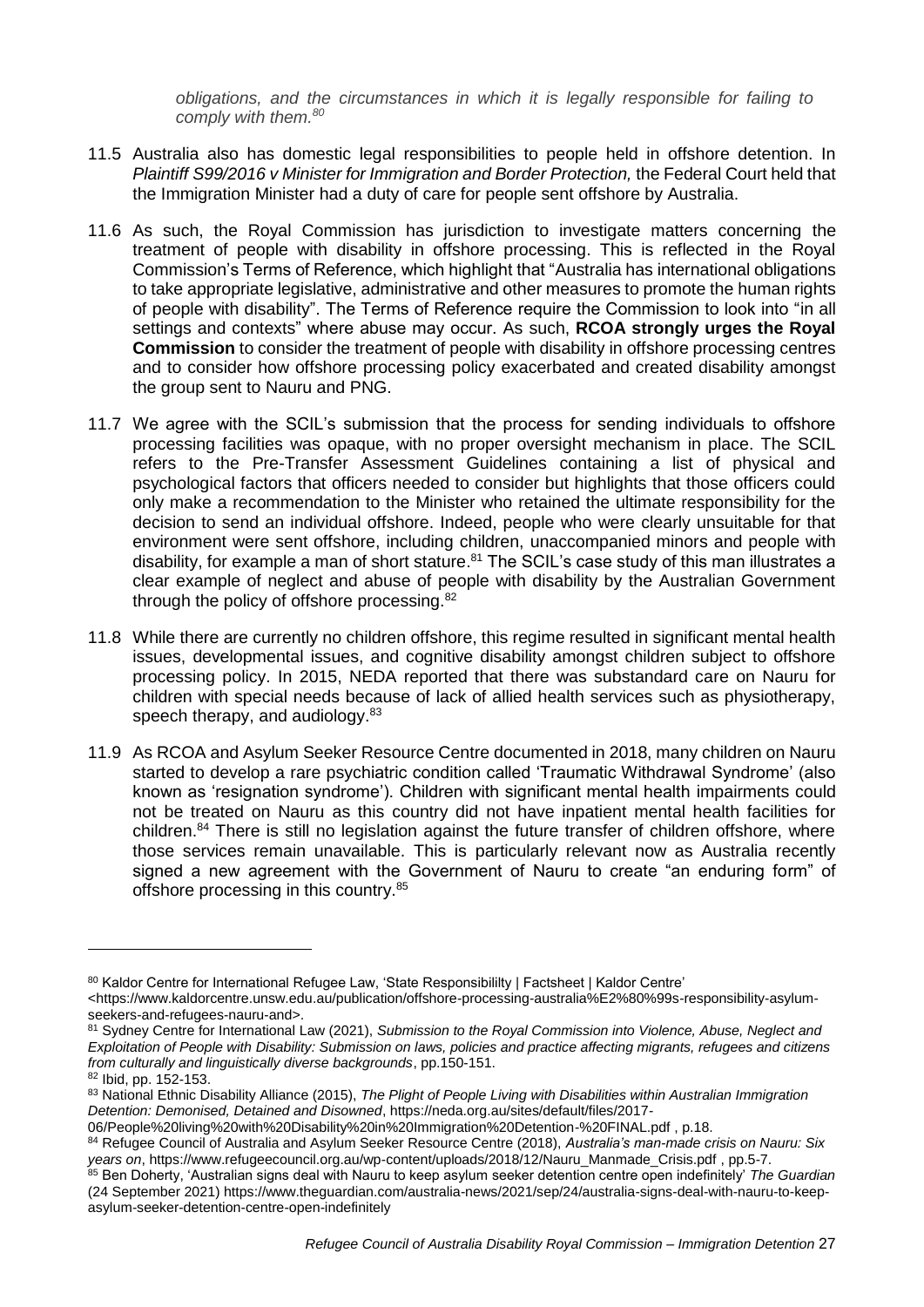*obligations, and the circumstances in which it is legally responsible for failing to comply with them.*[80]

11.5 Australia also has domestic legal responsibilities to people held in offshore detention. In *Plaintiff S99/2016 v Minister for Immigration and Border Protection,* the Federal Court held that the Immigration Minister had a duty of care for people sent offshore by Australia.

11.6 As such, the Royal Commission has jurisdiction to investigate matters concerning the treatment of people with disability in offshore processing. This is reflected in the Royal Commission's Terms of Reference, which highlight that "Australia has international obligations to take appropriate legislative, administrative and other measures to promote the human rights of people with disability". The Terms of Reference require the Commission to look into "in all settings and contexts" where abuse may occur. As such, **RCOA strongly urges the Royal Commission** to consider the treatment of people with disability in offshore processing centres and to consider how offshore processing policy exacerbated and created disability amongst the group sent to Nauru and PNG.

11.7 We agree with the SCIL's submission that the process for sending individuals to offshore processing facilities was opaque, with no proper oversight mechanism in place. The SCIL refers to the Pre-Transfer Assessment Guidelines containing a list of physical and psychological factors that officers needed to consider but highlights that those officers could only make a recommendation to the Minister who retained the ultimate responsibility for the decision to send an individual offshore. Indeed, people who were clearly unsuitable for that environment were sent offshore, including children, unaccompanied minors and people with disability, for example a man of short stature.[81] The SCIL's case study of this man illustrates a clear example of neglect and abuse of people with disability by the Australian Government through the policy of offshore processing.[82]

11.8 While there are currently no children offshore, this regime resulted in significant mental health issues, developmental issues, and cognitive disability amongst children subject to offshore processing policy. In 2015, NEDA reported that there was substandard care on Nauru for children with special needs because of lack of allied health services such as physiotherapy, speech therapy, and audiology.[83]

11.9 As RCOA and Asylum Seeker Resource Centre documented in 2018, many children on Nauru started to develop a rare psychiatric condition called 'Traumatic Withdrawal Syndrome' (also known as 'resignation syndrome'). Children with significant mental health impairments could not be treated on Nauru as this country did not have inpatient mental health facilities for children.[84] There is still no legislation against the future transfer of children offshore, where those services remain unavailable. This is particularly relevant now as Australia recently signed a new agreement with the Government of Nauru to create "an enduring form" of offshore processing in this country.[85]

---

[80] Kaldor Centre for International Refugee Law, 'State Responsibililty | Factsheet | Kaldor Centre' <https://www.kaldorcentre.unsw.edu.au/publication/offshore-processing-australia%E2%80%99s-responsibility-asylum-seekers-and-refugees-nauru-and>.

[81] Sydney Centre for International Law (2021), *Submission to the Royal Commission into Violence, Abuse, Neglect and Exploitation of People with Disability: Submission on laws, policies and practice affecting migrants, refugees and citizens from culturally and linguistically diverse backgrounds*, pp.150-151.

[82] Ibid, pp. 152-153.

[83] National Ethnic Disability Alliance (2015), *The Plight of People Living with Disabilities within Australian Immigration Detention: Demonised, Detained and Disowned*, https://neda.org.au/sites/default/files/2017-06/People%20living%20with%20Disability%20in%20Immigration%20Detention-%20FINAL.pdf , p.18.

[84] Refugee Council of Australia and Asylum Seeker Resource Centre (2018), *Australia's man-made crisis on Nauru: Six years on*, https://www.refugeecouncil.org.au/wp-content/uploads/2018/12/Nauru_Manmade_Crisis.pdf , pp.5-7.

[85] Ben Doherty, 'Australian signs deal with Nauru to keep asylum seeker detention centre open indefinitely' *The Guardian* (24 September 2021) https://www.theguardian.com/australia-news/2021/sep/24/australia-signs-deal-with-nauru-to-keep-asylum-seeker-detention-centre-open-indefinitely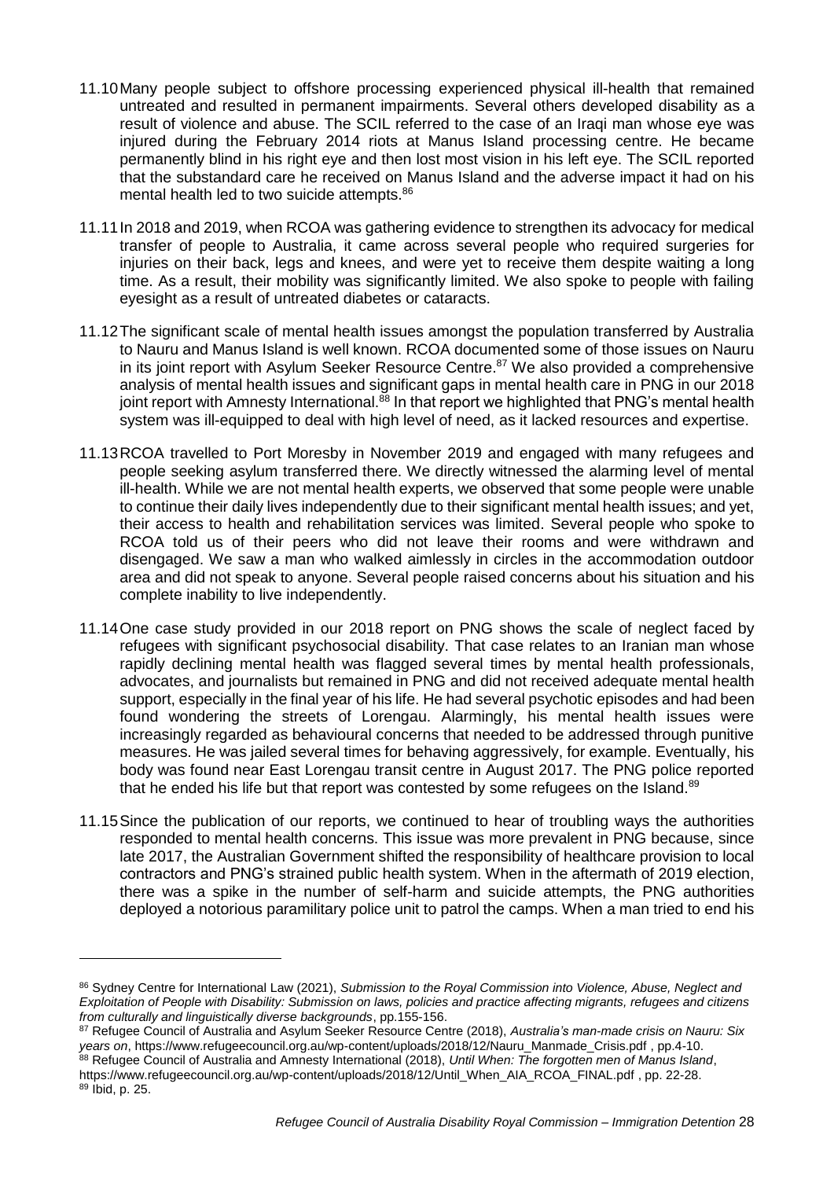11.10 Many people subject to offshore processing experienced physical ill-health that remained untreated and resulted in permanent impairments. Several others developed disability as a result of violence and abuse. The SCIL referred to the case of an Iraqi man whose eye was injured during the February 2014 riots at Manus Island processing centre. He became permanently blind in his right eye and then lost most vision in his left eye. The SCIL reported that the substandard care he received on Manus Island and the adverse impact it had on his mental health led to two suicide attempts.[86]

11.11 In 2018 and 2019, when RCOA was gathering evidence to strengthen its advocacy for medical transfer of people to Australia, it came across several people who required surgeries for injuries on their back, legs and knees, and were yet to receive them despite waiting a long time. As a result, their mobility was significantly limited. We also spoke to people with failing eyesight as a result of untreated diabetes or cataracts.

11.12 The significant scale of mental health issues amongst the population transferred by Australia to Nauru and Manus Island is well known. RCOA documented some of those issues on Nauru in its joint report with Asylum Seeker Resource Centre.[87] We also provided a comprehensive analysis of mental health issues and significant gaps in mental health care in PNG in our 2018 joint report with Amnesty International.[88] In that report we highlighted that PNG's mental health system was ill-equipped to deal with high level of need, as it lacked resources and expertise.

11.13 RCOA travelled to Port Moresby in November 2019 and engaged with many refugees and people seeking asylum transferred there. We directly witnessed the alarming level of mental ill-health. While we are not mental health experts, we observed that some people were unable to continue their daily lives independently due to their significant mental health issues; and yet, their access to health and rehabilitation services was limited. Several people who spoke to RCOA told us of their peers who did not leave their rooms and were withdrawn and disengaged. We saw a man who walked aimlessly in circles in the accommodation outdoor area and did not speak to anyone. Several people raised concerns about his situation and his complete inability to live independently.

11.14 One case study provided in our 2018 report on PNG shows the scale of neglect faced by refugees with significant psychosocial disability. That case relates to an Iranian man whose rapidly declining mental health was flagged several times by mental health professionals, advocates, and journalists but remained in PNG and did not received adequate mental health support, especially in the final year of his life. He had several psychotic episodes and had been found wondering the streets of Lorengau. Alarmingly, his mental health issues were increasingly regarded as behavioural concerns that needed to be addressed through punitive measures. He was jailed several times for behaving aggressively, for example. Eventually, his body was found near East Lorengau transit centre in August 2017. The PNG police reported that he ended his life but that report was contested by some refugees on the Island.[89]

11.15 Since the publication of our reports, we continued to hear of troubling ways the authorities responded to mental health concerns. This issue was more prevalent in PNG because, since late 2017, the Australian Government shifted the responsibility of healthcare provision to local contractors and PNG's strained public health system. When in the aftermath of 2019 election, there was a spike in the number of self-harm and suicide attempts, the PNG authorities deployed a notorious paramilitary police unit to patrol the camps. When a man tried to end his

---

[86] Sydney Centre for International Law (2021), *Submission to the Royal Commission into Violence, Abuse, Neglect and Exploitation of People with Disability: Submission on laws, policies and practice affecting migrants, refugees and citizens from culturally and linguistically diverse backgrounds*, pp.155-156.

[87] Refugee Council of Australia and Asylum Seeker Resource Centre (2018), *Australia's man-made crisis on Nauru: Six years on*, https://www.refugeecouncil.org.au/wp-content/uploads/2018/12/Nauru_Manmade_Crisis.pdf , pp.4-10.

[88] Refugee Council of Australia and Amnesty International (2018), *Until When: The forgotten men of Manus Island*, https://www.refugeecouncil.org.au/wp-content/uploads/2018/12/Until_When_AIA_RCOA_FINAL.pdf , pp. 22-28.

[89] Ibid, p. 25.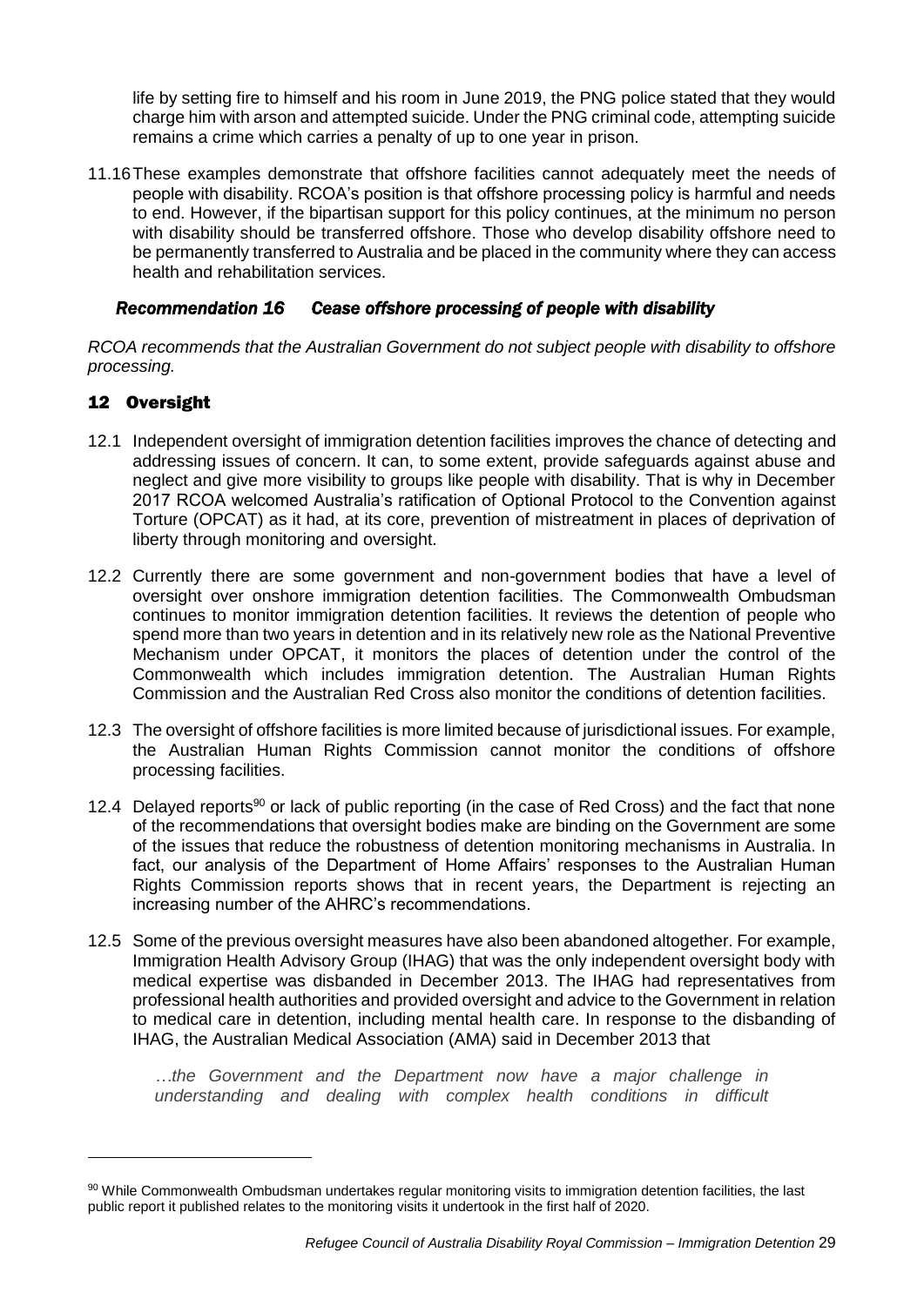life by setting fire to himself and his room in June 2019, the PNG police stated that they would charge him with arson and attempted suicide. Under the PNG criminal code, attempting suicide remains a crime which carries a penalty of up to one year in prison.

11.16 These examples demonstrate that offshore facilities cannot adequately meet the needs of people with disability. RCOA's position is that offshore processing policy is harmful and needs to end. However, if the bipartisan support for this policy continues, at the minimum no person with disability should be transferred offshore. Those who develop disability offshore need to be permanently transferred to Australia and be placed in the community where they can access health and rehabilitation services.

### *Recommendation 16 Cease offshore processing of people with disability*

*RCOA recommends that the Australian Government do not subject people with disability to offshore processing.*

## 12 Oversight

12.1 Independent oversight of immigration detention facilities improves the chance of detecting and addressing issues of concern. It can, to some extent, provide safeguards against abuse and neglect and give more visibility to groups like people with disability. That is why in December 2017 RCOA welcomed Australia's ratification of Optional Protocol to the Convention against Torture (OPCAT) as it had, at its core, prevention of mistreatment in places of deprivation of liberty through monitoring and oversight.

12.2 Currently there are some government and non-government bodies that have a level of oversight over onshore immigration detention facilities. The Commonwealth Ombudsman continues to monitor immigration detention facilities. It reviews the detention of people who spend more than two years in detention and in its relatively new role as the National Preventive Mechanism under OPCAT, it monitors the places of detention under the control of the Commonwealth which includes immigration detention. The Australian Human Rights Commission and the Australian Red Cross also monitor the conditions of detention facilities.

12.3 The oversight of offshore facilities is more limited because of jurisdictional issues. For example, the Australian Human Rights Commission cannot monitor the conditions of offshore processing facilities.

12.4 Delayed reports[90] or lack of public reporting (in the case of Red Cross) and the fact that none of the recommendations that oversight bodies make are binding on the Government are some of the issues that reduce the robustness of detention monitoring mechanisms in Australia. In fact, our analysis of the Department of Home Affairs' responses to the Australian Human Rights Commission reports shows that in recent years, the Department is rejecting an increasing number of the AHRC's recommendations.

12.5 Some of the previous oversight measures have also been abandoned altogether. For example, Immigration Health Advisory Group (IHAG) that was the only independent oversight body with medical expertise was disbanded in December 2013. The IHAG had representatives from professional health authorities and provided oversight and advice to the Government in relation to medical care in detention, including mental health care. In response to the disbanding of IHAG, the Australian Medical Association (AMA) said in December 2013 that

> *…the Government and the Department now have a major challenge in understanding and dealing with complex health conditions in difficult*

[90] While Commonwealth Ombudsman undertakes regular monitoring visits to immigration detention facilities, the last public report it published relates to the monitoring visits it undertook in the first half of 2020.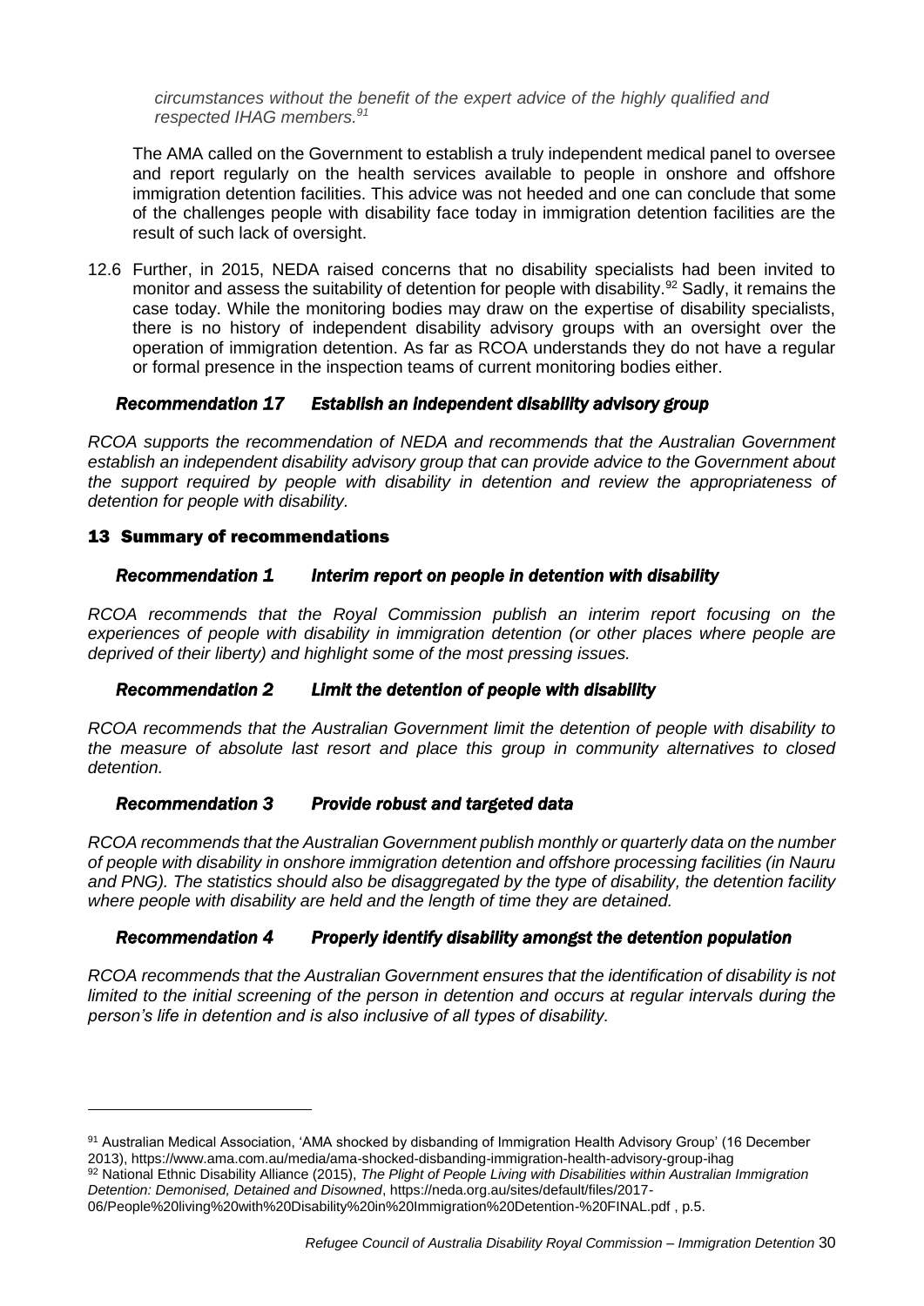*circumstances without the benefit of the expert advice of the highly qualified and respected IHAG members.*[91]

The AMA called on the Government to establish a truly independent medical panel to oversee and report regularly on the health services available to people in onshore and offshore immigration detention facilities. This advice was not heeded and one can conclude that some of the challenges people with disability face today in immigration detention facilities are the result of such lack of oversight.

12.6 Further, in 2015, NEDA raised concerns that no disability specialists had been invited to monitor and assess the suitability of detention for people with disability.[92] Sadly, it remains the case today. While the monitoring bodies may draw on the expertise of disability specialists, there is no history of independent disability advisory groups with an oversight over the operation of immigration detention. As far as RCOA understands they do not have a regular or formal presence in the inspection teams of current monitoring bodies either.

### *Recommendation 17 Establish an independent disability advisory group*

*RCOA supports the recommendation of NEDA and recommends that the Australian Government establish an independent disability advisory group that can provide advice to the Government about the support required by people with disability in detention and review the appropriateness of detention for people with disability.*

## 13 Summary of recommendations

### *Recommendation 1 Interim report on people in detention with disability*

*RCOA recommends that the Royal Commission publish an interim report focusing on the experiences of people with disability in immigration detention (or other places where people are deprived of their liberty) and highlight some of the most pressing issues.*

### *Recommendation 2 Limit the detention of people with disability*

*RCOA recommends that the Australian Government limit the detention of people with disability to the measure of absolute last resort and place this group in community alternatives to closed detention.*

### *Recommendation 3 Provide robust and targeted data*

*RCOA recommends that the Australian Government publish monthly or quarterly data on the number of people with disability in onshore immigration detention and offshore processing facilities (in Nauru and PNG). The statistics should also be disaggregated by the type of disability, the detention facility where people with disability are held and the length of time they are detained.*

### *Recommendation 4 Properly identify disability amongst the detention population*

*RCOA recommends that the Australian Government ensures that the identification of disability is not limited to the initial screening of the person in detention and occurs at regular intervals during the person's life in detention and is also inclusive of all types of disability.*

---

[91] Australian Medical Association, 'AMA shocked by disbanding of Immigration Health Advisory Group' (16 December 2013), https://www.ama.com.au/media/ama-shocked-disbanding-immigration-health-advisory-group-ihag

[92] National Ethnic Disability Alliance (2015), *The Plight of People Living with Disabilities within Australian Immigration Detention: Demonised, Detained and Disowned*, https://neda.org.au/sites/default/files/2017-06/People%20living%20with%20Disability%20in%20Immigration%20Detention-%20FINAL.pdf , p.5.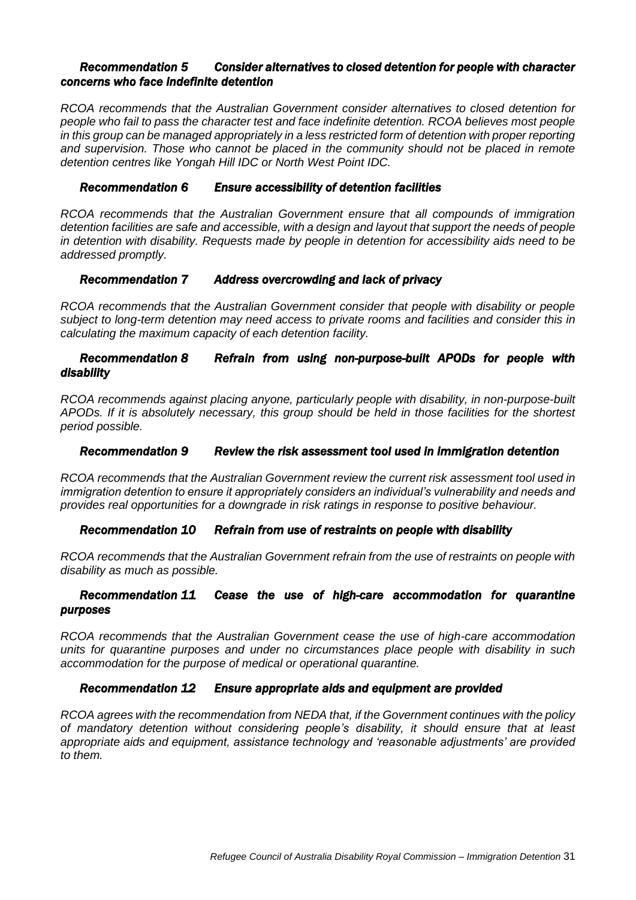### *Recommendation 5 Consider alternatives to closed detention for people with character concerns who face indefinite detention*

*RCOA recommends that the Australian Government consider alternatives to closed detention for people who fail to pass the character test and face indefinite detention. RCOA believes most people in this group can be managed appropriately in a less restricted form of detention with proper reporting and supervision. Those who cannot be placed in the community should not be placed in remote detention centres like Yongah Hill IDC or North West Point IDC.*

### *Recommendation 6 Ensure accessibility of detention facilities*

*RCOA recommends that the Australian Government ensure that all compounds of immigration detention facilities are safe and accessible, with a design and layout that support the needs of people in detention with disability. Requests made by people in detention for accessibility aids need to be addressed promptly.*

### *Recommendation 7 Address overcrowding and lack of privacy*

*RCOA recommends that the Australian Government consider that people with disability or people subject to long-term detention may need access to private rooms and facilities and consider this in calculating the maximum capacity of each detention facility.*

### *Recommendation 8 Refrain from using non-purpose-built APODs for people with disability*

*RCOA recommends against placing anyone, particularly people with disability, in non-purpose-built APODs. If it is absolutely necessary, this group should be held in those facilities for the shortest period possible.*

### *Recommendation 9 Review the risk assessment tool used in immigration detention*

*RCOA recommends that the Australian Government review the current risk assessment tool used in immigration detention to ensure it appropriately considers an individual's vulnerability and needs and provides real opportunities for a downgrade in risk ratings in response to positive behaviour.*

### *Recommendation 10 Refrain from use of restraints on people with disability*

*RCOA recommends that the Australian Government refrain from the use of restraints on people with disability as much as possible.*

### *Recommendation 11 Cease the use of high-care accommodation for quarantine purposes*

*RCOA recommends that the Australian Government cease the use of high-care accommodation units for quarantine purposes and under no circumstances place people with disability in such accommodation for the purpose of medical or operational quarantine.*

### *Recommendation 12 Ensure appropriate aids and equipment are provided*

*RCOA agrees with the recommendation from NEDA that, if the Government continues with the policy of mandatory detention without considering people's disability, it should ensure that at least appropriate aids and equipment, assistance technology and 'reasonable adjustments' are provided to them.*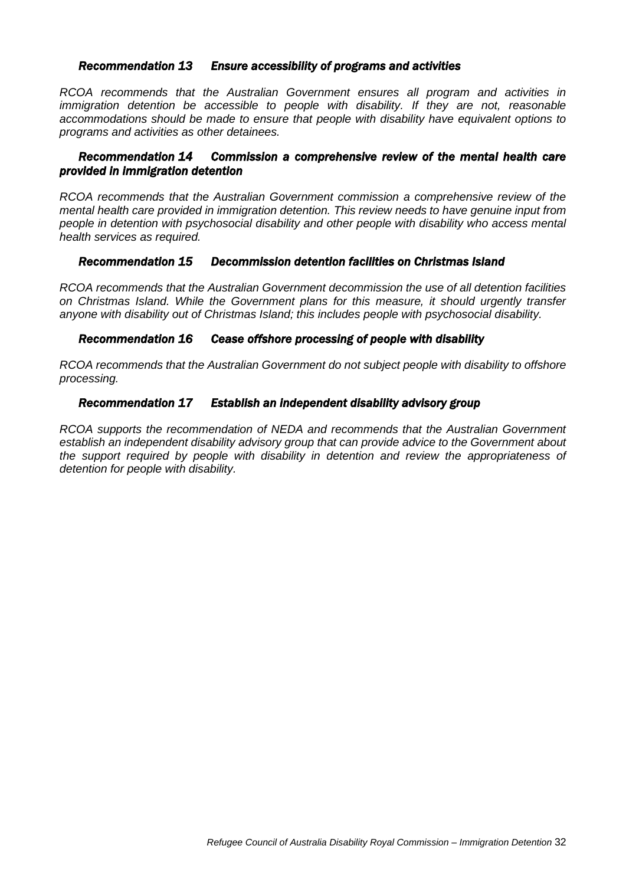### *Recommendation 13 Ensure accessibility of programs and activities*

*RCOA recommends that the Australian Government ensures all program and activities in immigration detention be accessible to people with disability. If they are not, reasonable accommodations should be made to ensure that people with disability have equivalent options to programs and activities as other detainees.*

### *Recommendation 14 Commission a comprehensive review of the mental health care provided in immigration detention*

*RCOA recommends that the Australian Government commission a comprehensive review of the mental health care provided in immigration detention. This review needs to have genuine input from people in detention with psychosocial disability and other people with disability who access mental health services as required.*

### *Recommendation 15 Decommission detention facilities on Christmas Island*

*RCOA recommends that the Australian Government decommission the use of all detention facilities on Christmas Island. While the Government plans for this measure, it should urgently transfer anyone with disability out of Christmas Island; this includes people with psychosocial disability.*

### *Recommendation 16 Cease offshore processing of people with disability*

*RCOA recommends that the Australian Government do not subject people with disability to offshore processing.*

### *Recommendation 17 Establish an independent disability advisory group*

*RCOA supports the recommendation of NEDA and recommends that the Australian Government establish an independent disability advisory group that can provide advice to the Government about the support required by people with disability in detention and review the appropriateness of detention for people with disability.*